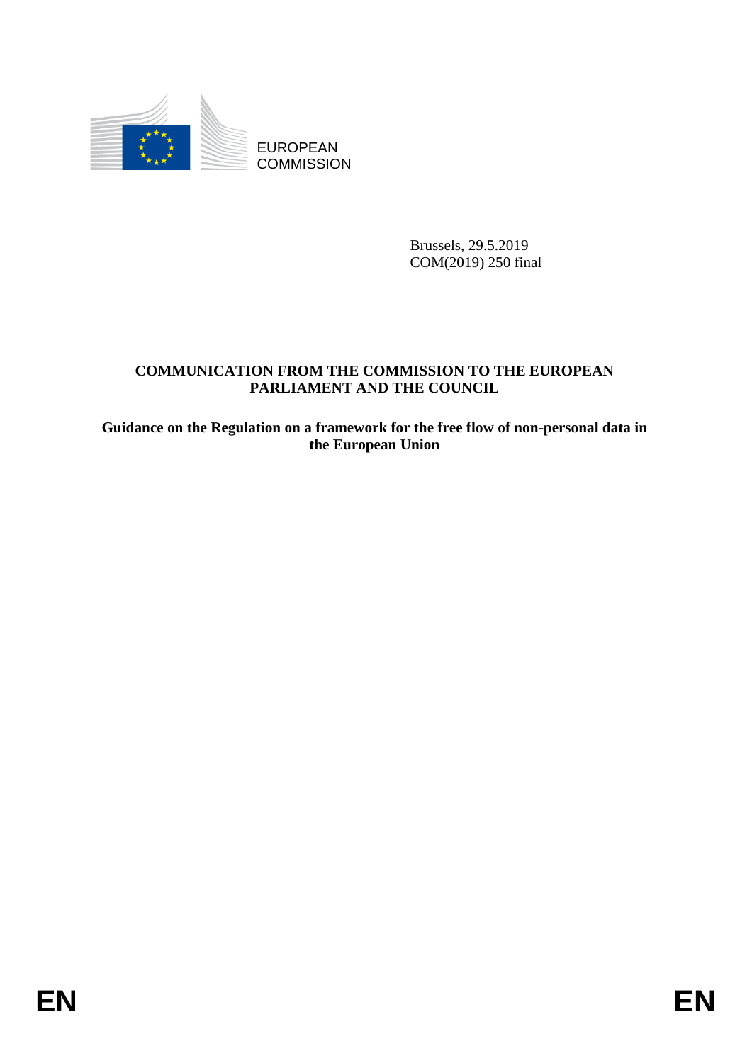EUROPEAN COMMISSION

Brussels, 29.5.2019
COM(2019) 250 final

**COMMUNICATION FROM THE COMMISSION TO THE EUROPEAN PARLIAMENT AND THE COUNCIL**

**Guidance on the Regulation on a framework for the free flow of non-personal data in the European Union**

EN EN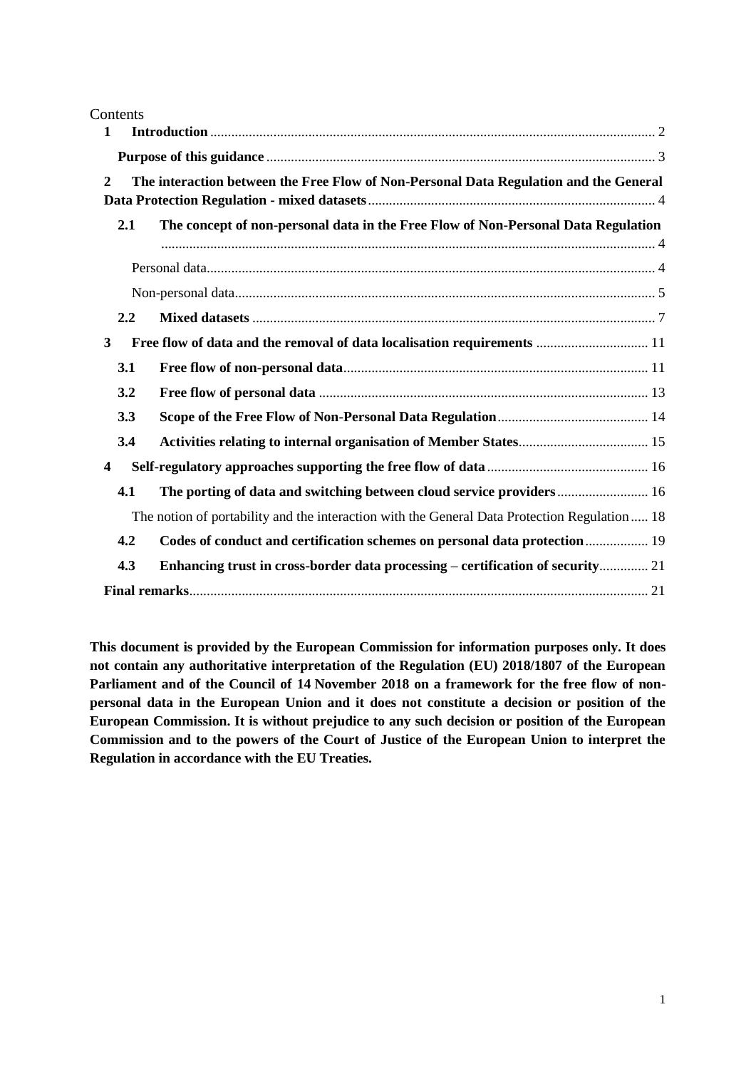Contents

| | | |
|---|---|---|
| **1** | **Introduction** | 2 |
| | **Purpose of this guidance** | 3 |
| **2** | **The interaction between the Free Flow of Non-Personal Data Regulation and the General Data Protection Regulation - mixed datasets** | 4 |
| **2.1** | **The concept of non-personal data in the Free Flow of Non-Personal Data Regulation** | 4 |
| | Personal data | 4 |
| | Non-personal data | 5 |
| **2.2** | **Mixed datasets** | 7 |
| **3** | **Free flow of data and the removal of data localisation requirements** | 11 |
| **3.1** | **Free flow of non-personal data** | 11 |
| **3.2** | **Free flow of personal data** | 13 |
| **3.3** | **Scope of the Free Flow of Non-Personal Data Regulation** | 14 |
| **3.4** | **Activities relating to internal organisation of Member States** | 15 |
| **4** | **Self-regulatory approaches supporting the free flow of data** | 16 |
| **4.1** | **The porting of data and switching between cloud service providers** | 16 |
| | The notion of portability and the interaction with the General Data Protection Regulation | 18 |
| **4.2** | **Codes of conduct and certification schemes on personal data protection** | 19 |
| **4.3** | **Enhancing trust in cross-border data processing – certification of security** | 21 |
| | **Final remarks** | 21 |

**This document is provided by the European Commission for information purposes only. It does not contain any authoritative interpretation of the Regulation (EU) 2018/1807 of the European Parliament and of the Council of 14 November 2018 on a framework for the free flow of non-personal data in the European Union and it does not constitute a decision or position of the European Commission. It is without prejudice to any such decision or position of the European Commission and to the powers of the Court of Justice of the European Union to interpret the Regulation in accordance with the EU Treaties.**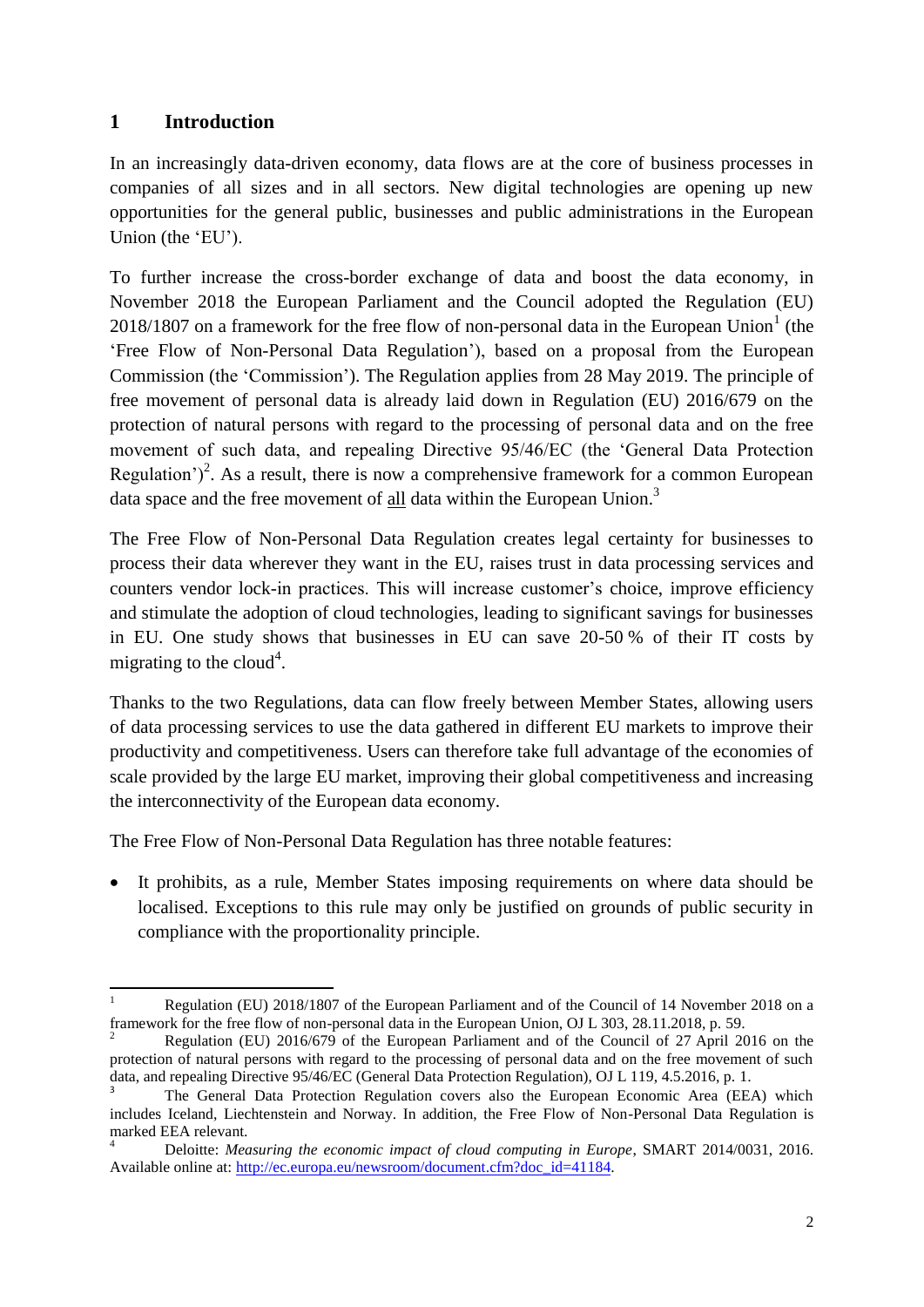# 1 Introduction

In an increasingly data-driven economy, data flows are at the core of business processes in companies of all sizes and in all sectors. New digital technologies are opening up new opportunities for the general public, businesses and public administrations in the European Union (the 'EU').

To further increase the cross-border exchange of data and boost the data economy, in November 2018 the European Parliament and the Council adopted the Regulation (EU) 2018/1807 on a framework for the free flow of non-personal data in the European Union[1] (the 'Free Flow of Non-Personal Data Regulation'), based on a proposal from the European Commission (the 'Commission'). The Regulation applies from 28 May 2019. The principle of free movement of personal data is already laid down in Regulation (EU) 2016/679 on the protection of natural persons with regard to the processing of personal data and on the free movement of such data, and repealing Directive 95/46/EC (the 'General Data Protection Regulation')[2]. As a result, there is now a comprehensive framework for a common European data space and the free movement of all data within the European Union.[3]

The Free Flow of Non-Personal Data Regulation creates legal certainty for businesses to process their data wherever they want in the EU, raises trust in data processing services and counters vendor lock-in practices. This will increase customer's choice, improve efficiency and stimulate the adoption of cloud technologies, leading to significant savings for businesses in EU. One study shows that businesses in EU can save 20-50 % of their IT costs by migrating to the cloud[4].

Thanks to the two Regulations, data can flow freely between Member States, allowing users of data processing services to use the data gathered in different EU markets to improve their productivity and competitiveness. Users can therefore take full advantage of the economies of scale provided by the large EU market, improving their global competitiveness and increasing the interconnectivity of the European data economy.

The Free Flow of Non-Personal Data Regulation has three notable features:

- It prohibits, as a rule, Member States imposing requirements on where data should be localised. Exceptions to this rule may only be justified on grounds of public security in compliance with the proportionality principle.

---

[1] Regulation (EU) 2018/1807 of the European Parliament and of the Council of 14 November 2018 on a framework for the free flow of non-personal data in the European Union, OJ L 303, 28.11.2018, p. 59.

[2] Regulation (EU) 2016/679 of the European Parliament and of the Council of 27 April 2016 on the protection of natural persons with regard to the processing of personal data and on the free movement of such data, and repealing Directive 95/46/EC (General Data Protection Regulation), OJ L 119, 4.5.2016, p. 1.

[3] The General Data Protection Regulation covers also the European Economic Area (EEA) which includes Iceland, Liechtenstein and Norway. In addition, the Free Flow of Non-Personal Data Regulation is marked EEA relevant.

[4] Deloitte: *Measuring the economic impact of cloud computing in Europe*, SMART 2014/0031, 2016. Available online at: http://ec.europa.eu/newsroom/document.cfm?doc_id=41184.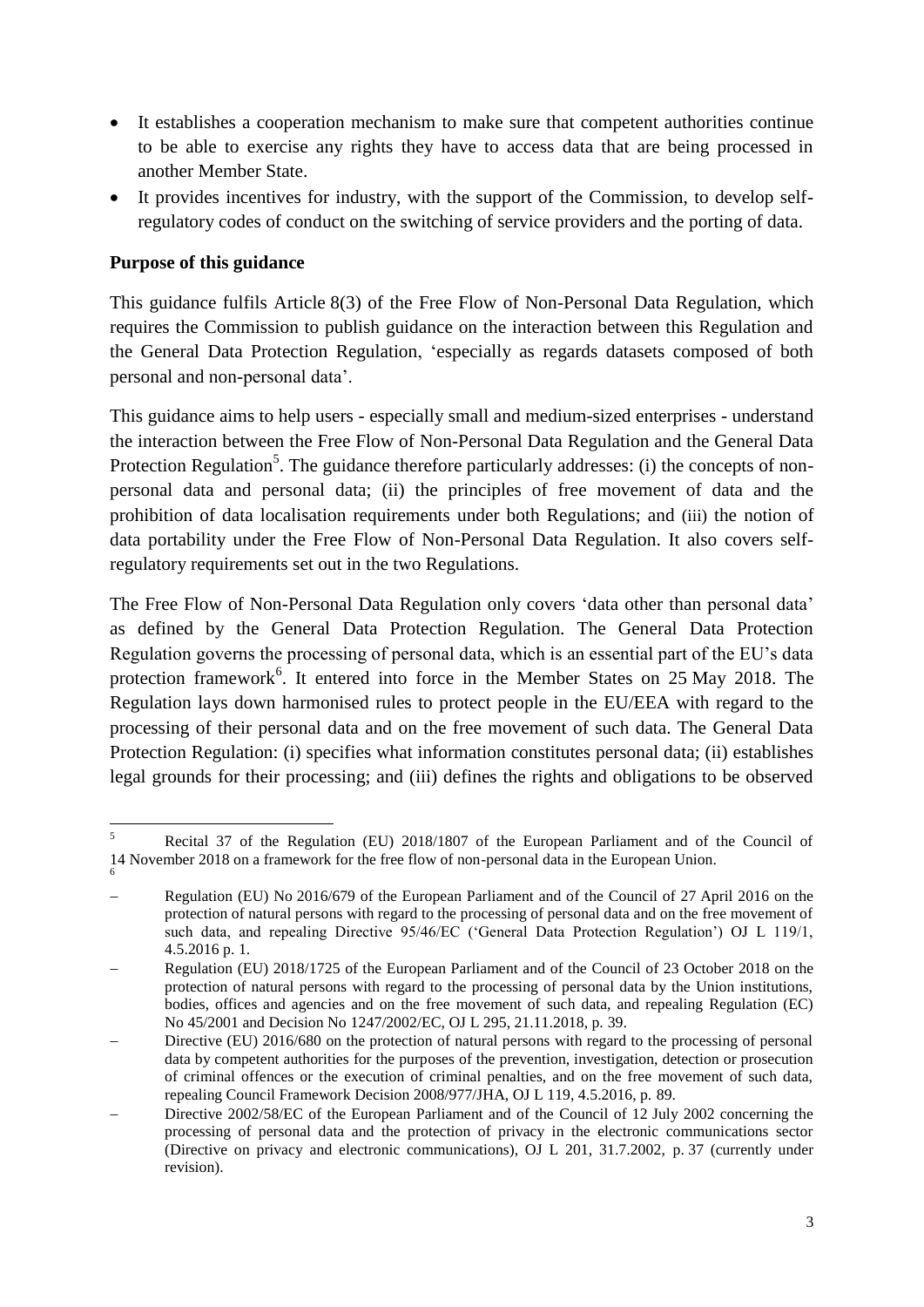- It establishes a cooperation mechanism to make sure that competent authorities continue to be able to exercise any rights they have to access data that are being processed in another Member State.
- It provides incentives for industry, with the support of the Commission, to develop self-regulatory codes of conduct on the switching of service providers and the porting of data.

**Purpose of this guidance**

This guidance fulfils Article 8(3) of the Free Flow of Non-Personal Data Regulation, which requires the Commission to publish guidance on the interaction between this Regulation and the General Data Protection Regulation, 'especially as regards datasets composed of both personal and non-personal data'.

This guidance aims to help users - especially small and medium-sized enterprises - understand the interaction between the Free Flow of Non-Personal Data Regulation and the General Data Protection Regulation[5]. The guidance therefore particularly addresses: (i) the concepts of non-personal data and personal data; (ii) the principles of free movement of data and the prohibition of data localisation requirements under both Regulations; and (iii) the notion of data portability under the Free Flow of Non-Personal Data Regulation. It also covers self-regulatory requirements set out in the two Regulations.

The Free Flow of Non-Personal Data Regulation only covers 'data other than personal data' as defined by the General Data Protection Regulation. The General Data Protection Regulation governs the processing of personal data, which is an essential part of the EU's data protection framework[6]. It entered into force in the Member States on 25 May 2018. The Regulation lays down harmonised rules to protect people in the EU/EEA with regard to the processing of their personal data and on the free movement of such data. The General Data Protection Regulation: (i) specifies what information constitutes personal data; (ii) establishes legal grounds for their processing; and (iii) defines the rights and obligations to be observed

---

[5] Recital 37 of the Regulation (EU) 2018/1807 of the European Parliament and of the Council of 14 November 2018 on a framework for the free flow of non-personal data in the European Union.

[6]
- Regulation (EU) No 2016/679 of the European Parliament and of the Council of 27 April 2016 on the protection of natural persons with regard to the processing of personal data and on the free movement of such data, and repealing Directive 95/46/EC ('General Data Protection Regulation') OJ L 119/1, 4.5.2016 p. 1.
- Regulation (EU) 2018/1725 of the European Parliament and of the Council of 23 October 2018 on the protection of natural persons with regard to the processing of personal data by the Union institutions, bodies, offices and agencies and on the free movement of such data, and repealing Regulation (EC) No 45/2001 and Decision No 1247/2002/EC, OJ L 295, 21.11.2018, p. 39.
- Directive (EU) 2016/680 on the protection of natural persons with regard to the processing of personal data by competent authorities for the purposes of the prevention, investigation, detection or prosecution of criminal offences or the execution of criminal penalties, and on the free movement of such data, repealing Council Framework Decision 2008/977/JHA, OJ L 119, 4.5.2016, p. 89.
- Directive 2002/58/EC of the European Parliament and of the Council of 12 July 2002 concerning the processing of personal data and the protection of privacy in the electronic communications sector (Directive on privacy and electronic communications), OJ L 201, 31.7.2002, p. 37 (currently under revision).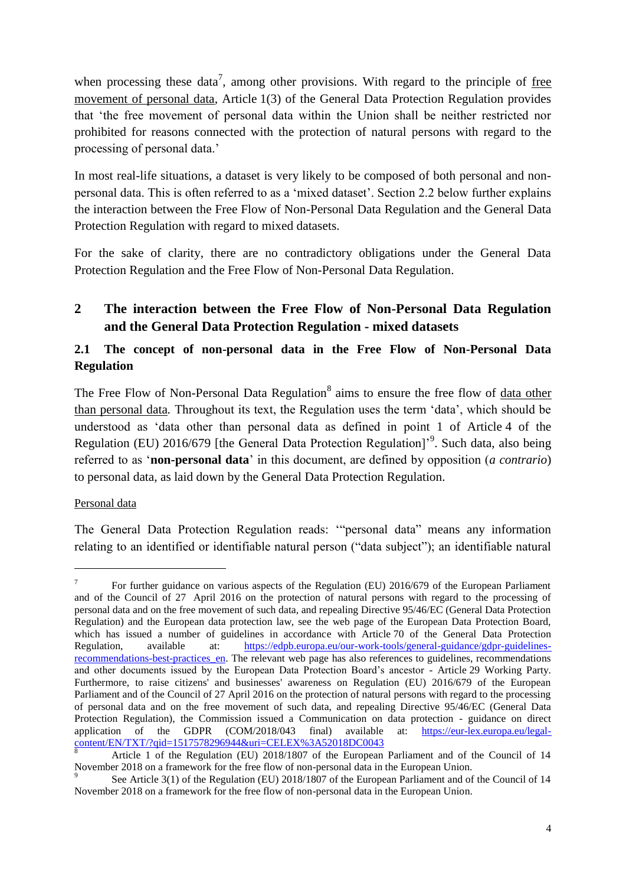when processing these data[7], among other provisions. With regard to the principle of free movement of personal data, Article 1(3) of the General Data Protection Regulation provides that 'the free movement of personal data within the Union shall be neither restricted nor prohibited for reasons connected with the protection of natural persons with regard to the processing of personal data.'

In most real-life situations, a dataset is very likely to be composed of both personal and non-personal data. This is often referred to as a 'mixed dataset'. Section 2.2 below further explains the interaction between the Free Flow of Non-Personal Data Regulation and the General Data Protection Regulation with regard to mixed datasets.

For the sake of clarity, there are no contradictory obligations under the General Data Protection Regulation and the Free Flow of Non-Personal Data Regulation.

## 2 The interaction between the Free Flow of Non-Personal Data Regulation and the General Data Protection Regulation - mixed datasets

### 2.1 The concept of non-personal data in the Free Flow of Non-Personal Data Regulation

The Free Flow of Non-Personal Data Regulation[8] aims to ensure the free flow of data other than personal data. Throughout its text, the Regulation uses the term 'data', which should be understood as 'data other than personal data as defined in point 1 of Article 4 of the Regulation (EU) 2016/679 [the General Data Protection Regulation]'[9]. Such data, also being referred to as '**non-personal data**' in this document, are defined by opposition (*a contrario*) to personal data, as laid down by the General Data Protection Regulation.

Personal data

The General Data Protection Regulation reads: '"personal data" means any information relating to an identified or identifiable natural person ("data subject"); an identifiable natural

---

[7] For further guidance on various aspects of the Regulation (EU) 2016/679 of the European Parliament and of the Council of 27 April 2016 on the protection of natural persons with regard to the processing of personal data and on the free movement of such data, and repealing Directive 95/46/EC (General Data Protection Regulation) and the European data protection law, see the web page of the European Data Protection Board, which has issued a number of guidelines in accordance with Article 70 of the General Data Protection Regulation, available at: https://edpb.europa.eu/our-work-tools/general-guidance/gdpr-guidelines-recommendations-best-practices_en. The relevant web page has also references to guidelines, recommendations and other documents issued by the European Data Protection Board's ancestor - Article 29 Working Party. Furthermore, to raise citizens' and businesses' awareness on Regulation (EU) 2016/679 of the European Parliament and of the Council of 27 April 2016 on the protection of natural persons with regard to the processing of personal data and on the free movement of such data, and repealing Directive 95/46/EC (General Data Protection Regulation), the Commission issued a Communication on data protection - guidance on direct application of the GDPR (COM/2018/043 final) available at: https://eur-lex.europa.eu/legal-content/EN/TXT/?qid=1517578296944&uri=CELEX%3A52018DC0043

[8] Article 1 of the Regulation (EU) 2018/1807 of the European Parliament and of the Council of 14 November 2018 on a framework for the free flow of non-personal data in the European Union.

[9] See Article 3(1) of the Regulation (EU) 2018/1807 of the European Parliament and of the Council of 14 November 2018 on a framework for the free flow of non-personal data in the European Union.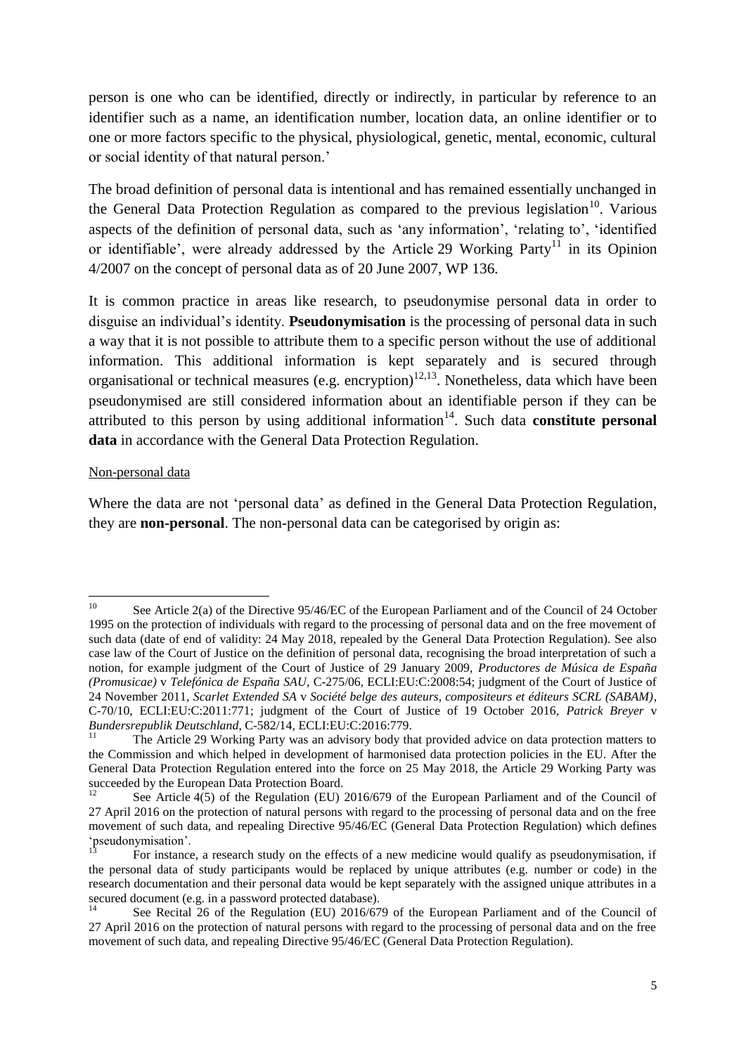person is one who can be identified, directly or indirectly, in particular by reference to an identifier such as a name, an identification number, location data, an online identifier or to one or more factors specific to the physical, physiological, genetic, mental, economic, cultural or social identity of that natural person.'

The broad definition of personal data is intentional and has remained essentially unchanged in the General Data Protection Regulation as compared to the previous legislation[10]. Various aspects of the definition of personal data, such as 'any information', 'relating to', 'identified or identifiable', were already addressed by the Article 29 Working Party[11] in its Opinion 4/2007 on the concept of personal data as of 20 June 2007, WP 136.

It is common practice in areas like research, to pseudonymise personal data in order to disguise an individual's identity. **Pseudonymisation** is the processing of personal data in such a way that it is not possible to attribute them to a specific person without the use of additional information. This additional information is kept separately and is secured through organisational or technical measures (e.g. encryption)[12,13]. Nonetheless, data which have been pseudonymised are still considered information about an identifiable person if they can be attributed to this person by using additional information[14]. Such data **constitute personal data** in accordance with the General Data Protection Regulation.

Non-personal data

Where the data are not 'personal data' as defined in the General Data Protection Regulation, they are **non-personal**. The non-personal data can be categorised by origin as:

---

[10] See Article 2(a) of the Directive 95/46/EC of the European Parliament and of the Council of 24 October 1995 on the protection of individuals with regard to the processing of personal data and on the free movement of such data (date of end of validity: 24 May 2018, repealed by the General Data Protection Regulation). See also case law of the Court of Justice on the definition of personal data, recognising the broad interpretation of such a notion, for example judgment of the Court of Justice of 29 January 2009, *Productores de Música de España (Promusicae)* v *Telefónica de España SAU*, C-275/06, ECLI:EU:C:2008:54; judgment of the Court of Justice of 24 November 2011, *Scarlet Extended SA* v *Société belge des auteurs, compositeurs et éditeurs SCRL (SABAM)*, C-70/10, ECLI:EU:C:2011:771; judgment of the Court of Justice of 19 October 2016, *Patrick Breyer* v *Bundersrepublik Deutschland*, C-582/14, ECLI:EU:C:2016:779.

[11] The Article 29 Working Party was an advisory body that provided advice on data protection matters to the Commission and which helped in development of harmonised data protection policies in the EU. After the General Data Protection Regulation entered into the force on 25 May 2018, the Article 29 Working Party was succeeded by the European Data Protection Board.

[12] See Article 4(5) of the Regulation (EU) 2016/679 of the European Parliament and of the Council of 27 April 2016 on the protection of natural persons with regard to the processing of personal data and on the free movement of such data, and repealing Directive 95/46/EC (General Data Protection Regulation) which defines 'pseudonymisation'.

[13] For instance, a research study on the effects of a new medicine would qualify as pseudonymisation, if the personal data of study participants would be replaced by unique attributes (e.g. number or code) in the research documentation and their personal data would be kept separately with the assigned unique attributes in a secured document (e.g. in a password protected database).

[14] See Recital 26 of the Regulation (EU) 2016/679 of the European Parliament and of the Council of 27 April 2016 on the protection of natural persons with regard to the processing of personal data and on the free movement of such data, and repealing Directive 95/46/EC (General Data Protection Regulation).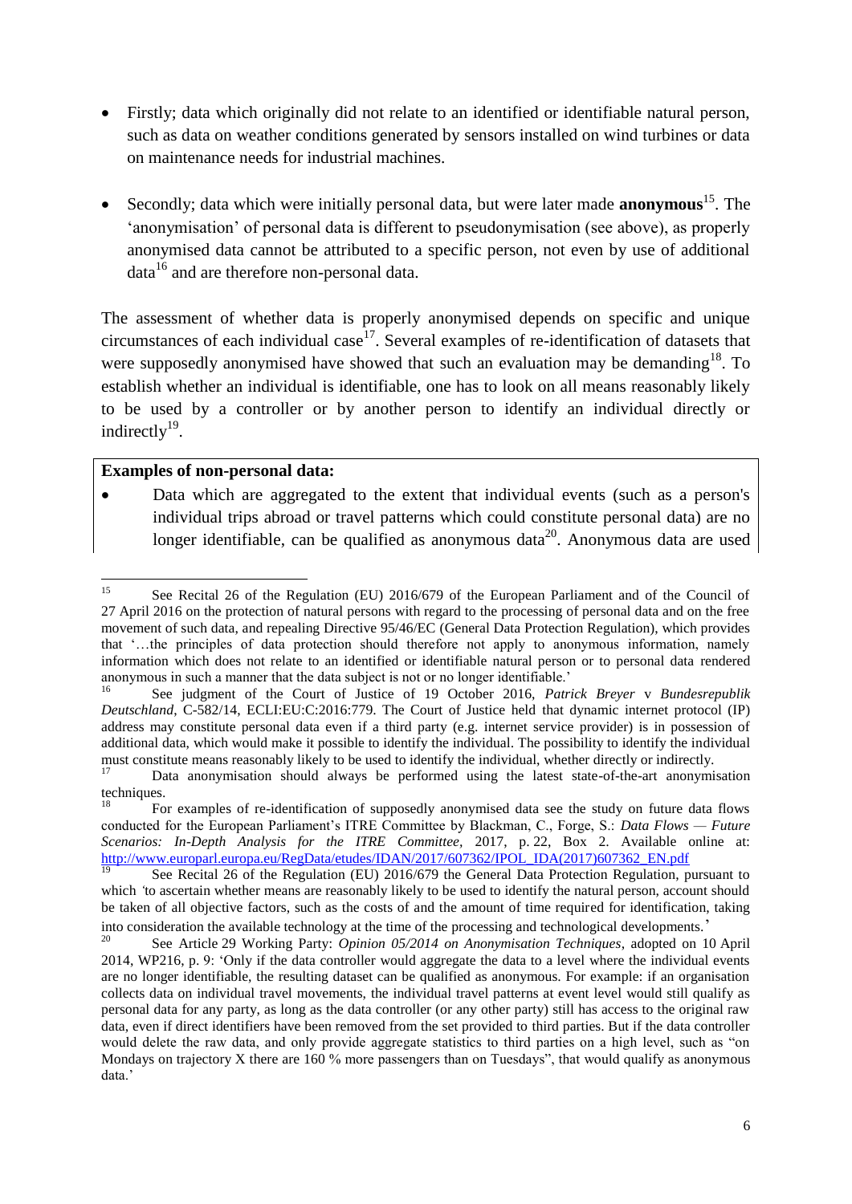- Firstly; data which originally did not relate to an identified or identifiable natural person, such as data on weather conditions generated by sensors installed on wind turbines or data on maintenance needs for industrial machines.

- Secondly; data which were initially personal data, but were later made **anonymous**[15]. The 'anonymisation' of personal data is different to pseudonymisation (see above), as properly anonymised data cannot be attributed to a specific person, not even by use of additional data[16] and are therefore non-personal data.

The assessment of whether data is properly anonymised depends on specific and unique circumstances of each individual case[17]. Several examples of re-identification of datasets that were supposedly anonymised have showed that such an evaluation may be demanding[18]. To establish whether an individual is identifiable, one has to look on all means reasonably likely to be used by a controller or by another person to identify an individual directly or indirectly[19].

**Examples of non-personal data:**

- Data which are aggregated to the extent that individual events (such as a person's individual trips abroad or travel patterns which could constitute personal data) are no longer identifiable, can be qualified as anonymous data[20]. Anonymous data are used

---

[15] See Recital 26 of the Regulation (EU) 2016/679 of the European Parliament and of the Council of 27 April 2016 on the protection of natural persons with regard to the processing of personal data and on the free movement of such data, and repealing Directive 95/46/EC (General Data Protection Regulation), which provides that '…the principles of data protection should therefore not apply to anonymous information, namely information which does not relate to an identified or identifiable natural person or to personal data rendered anonymous in such a manner that the data subject is not or no longer identifiable.'

[16] See judgment of the Court of Justice of 19 October 2016, *Patrick Breyer* v *Bundesrepublik Deutschland*, C-582/14, ECLI:EU:C:2016:779. The Court of Justice held that dynamic internet protocol (IP) address may constitute personal data even if a third party (e.g. internet service provider) is in possession of additional data, which would make it possible to identify the individual. The possibility to identify the individual must constitute means reasonably likely to be used to identify the individual, whether directly or indirectly.

[17] Data anonymisation should always be performed using the latest state-of-the-art anonymisation techniques.

[18] For examples of re-identification of supposedly anonymised data see the study on future data flows conducted for the European Parliament's ITRE Committee by Blackman, C., Forge, S.: *Data Flows — Future Scenarios: In-Depth Analysis for the ITRE Committee*, 2017, p. 22, Box 2. Available online at: http://www.europarl.europa.eu/RegData/etudes/IDAN/2017/607362/IPOL_IDA(2017)607362_EN.pdf

[19] See Recital 26 of the Regulation (EU) 2016/679 the General Data Protection Regulation, pursuant to which *'*to ascertain whether means are reasonably likely to be used to identify the natural person, account should be taken of all objective factors, such as the costs of and the amount of time required for identification, taking into consideration the available technology at the time of the processing and technological developments.'

[20] See Article 29 Working Party: *Opinion 05/2014 on Anonymisation Techniques*, adopted on 10 April 2014, WP216, p. 9: 'Only if the data controller would aggregate the data to a level where the individual events are no longer identifiable, the resulting dataset can be qualified as anonymous. For example: if an organisation collects data on individual travel movements, the individual travel patterns at event level would still qualify as personal data for any party, as long as the data controller (or any other party) still has access to the original raw data, even if direct identifiers have been removed from the set provided to third parties. But if the data controller would delete the raw data, and only provide aggregate statistics to third parties on a high level, such as "on Mondays on trajectory X there are 160 % more passengers than on Tuesdays", that would qualify as anonymous data.'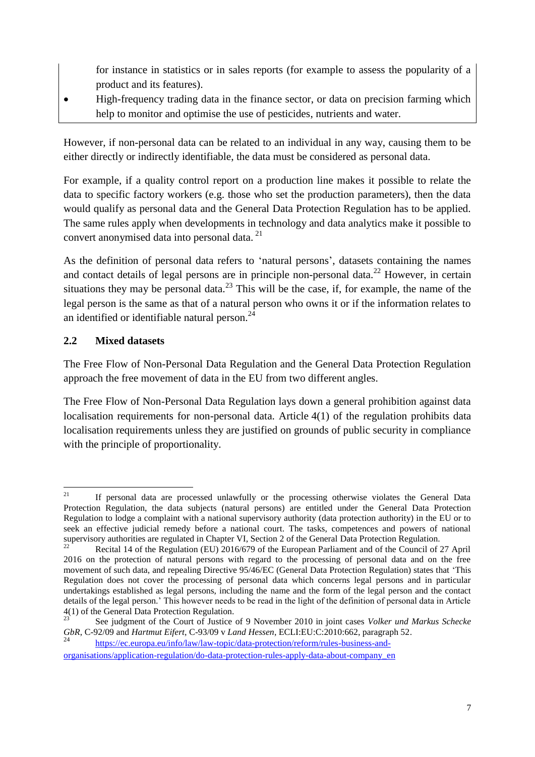for instance in statistics or in sales reports (for example to assess the popularity of a product and its features).

- High-frequency trading data in the finance sector, or data on precision farming which help to monitor and optimise the use of pesticides, nutrients and water.

However, if non-personal data can be related to an individual in any way, causing them to be either directly or indirectly identifiable, the data must be considered as personal data.

For example, if a quality control report on a production line makes it possible to relate the data to specific factory workers (e.g. those who set the production parameters), then the data would qualify as personal data and the General Data Protection Regulation has to be applied. The same rules apply when developments in technology and data analytics make it possible to convert anonymised data into personal data. [21]

As the definition of personal data refers to 'natural persons', datasets containing the names and contact details of legal persons are in principle non-personal data.[22] However, in certain situations they may be personal data.[23] This will be the case, if, for example, the name of the legal person is the same as that of a natural person who owns it or if the information relates to an identified or identifiable natural person.[24]

### 2.2 Mixed datasets

The Free Flow of Non-Personal Data Regulation and the General Data Protection Regulation approach the free movement of data in the EU from two different angles.

The Free Flow of Non-Personal Data Regulation lays down a general prohibition against data localisation requirements for non-personal data. Article 4(1) of the regulation prohibits data localisation requirements unless they are justified on grounds of public security in compliance with the principle of proportionality.

---

[21] If personal data are processed unlawfully or the processing otherwise violates the General Data Protection Regulation, the data subjects (natural persons) are entitled under the General Data Protection Regulation to lodge a complaint with a national supervisory authority (data protection authority) in the EU or to seek an effective judicial remedy before a national court. The tasks, competences and powers of national supervisory authorities are regulated in Chapter VI, Section 2 of the General Data Protection Regulation.

[22] Recital 14 of the Regulation (EU) 2016/679 of the European Parliament and of the Council of 27 April 2016 on the protection of natural persons with regard to the processing of personal data and on the free movement of such data, and repealing Directive 95/46/EC (General Data Protection Regulation) states that 'This Regulation does not cover the processing of personal data which concerns legal persons and in particular undertakings established as legal persons, including the name and the form of the legal person and the contact details of the legal person.' This however needs to be read in the light of the definition of personal data in Article 4(1) of the General Data Protection Regulation.

[23] See judgment of the Court of Justice of 9 November 2010 in joint cases *Volker und Markus Schecke GbR*, C-92/09 and *Hartmut Eifert*, C-93/09 v *Land Hessen*, ECLI:EU:C:2010:662, paragraph 52.

[24] https://ec.europa.eu/info/law/law-topic/data-protection/reform/rules-business-and-organisations/application-regulation/do-data-protection-rules-apply-data-about-company_en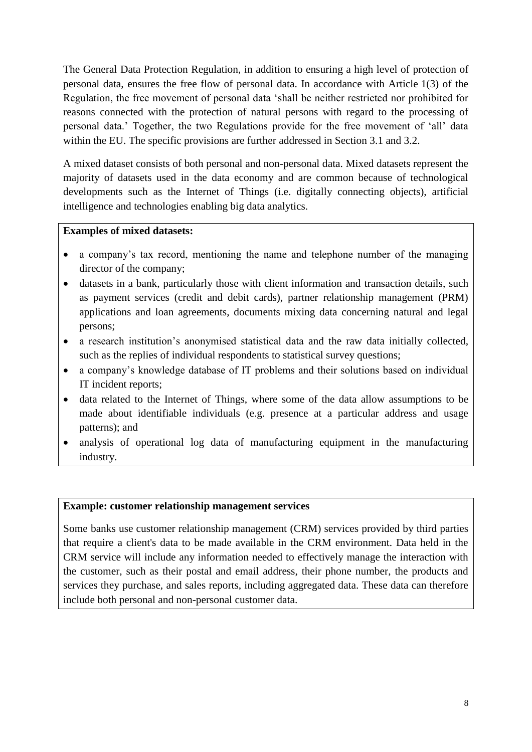The General Data Protection Regulation, in addition to ensuring a high level of protection of personal data, ensures the free flow of personal data. In accordance with Article 1(3) of the Regulation, the free movement of personal data 'shall be neither restricted nor prohibited for reasons connected with the protection of natural persons with regard to the processing of personal data.' Together, the two Regulations provide for the free movement of 'all' data within the EU. The specific provisions are further addressed in Section 3.1 and 3.2.

A mixed dataset consists of both personal and non-personal data. Mixed datasets represent the majority of datasets used in the data economy and are common because of technological developments such as the Internet of Things (i.e. digitally connecting objects), artificial intelligence and technologies enabling big data analytics.

**Examples of mixed datasets:**

- a company's tax record, mentioning the name and telephone number of the managing director of the company;
- datasets in a bank, particularly those with client information and transaction details, such as payment services (credit and debit cards), partner relationship management (PRM) applications and loan agreements, documents mixing data concerning natural and legal persons;
- a research institution's anonymised statistical data and the raw data initially collected, such as the replies of individual respondents to statistical survey questions;
- a company's knowledge database of IT problems and their solutions based on individual IT incident reports;
- data related to the Internet of Things, where some of the data allow assumptions to be made about identifiable individuals (e.g. presence at a particular address and usage patterns); and
- analysis of operational log data of manufacturing equipment in the manufacturing industry.

**Example: customer relationship management services**

Some banks use customer relationship management (CRM) services provided by third parties that require a client's data to be made available in the CRM environment. Data held in the CRM service will include any information needed to effectively manage the interaction with the customer, such as their postal and email address, their phone number, the products and services they purchase, and sales reports, including aggregated data. These data can therefore include both personal and non-personal customer data.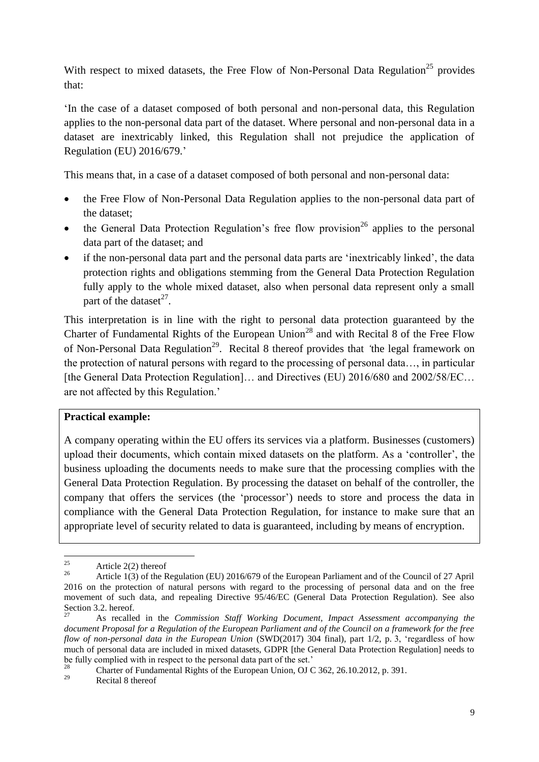With respect to mixed datasets, the Free Flow of Non-Personal Data Regulation[25] provides that:

'In the case of a dataset composed of both personal and non-personal data, this Regulation applies to the non-personal data part of the dataset. Where personal and non-personal data in a dataset are inextricably linked, this Regulation shall not prejudice the application of Regulation (EU) 2016/679.'

This means that, in a case of a dataset composed of both personal and non-personal data:

- the Free Flow of Non-Personal Data Regulation applies to the non-personal data part of the dataset;
- the General Data Protection Regulation's free flow provision[26] applies to the personal data part of the dataset; and
- if the non-personal data part and the personal data parts are 'inextricably linked', the data protection rights and obligations stemming from the General Data Protection Regulation fully apply to the whole mixed dataset, also when personal data represent only a small part of the dataset[27].

This interpretation is in line with the right to personal data protection guaranteed by the Charter of Fundamental Rights of the European Union[28] and with Recital 8 of the Free Flow of Non-Personal Data Regulation[29]. Recital 8 thereof provides that *'*the legal framework on the protection of natural persons with regard to the processing of personal data…, in particular [the General Data Protection Regulation]… and Directives (EU) 2016/680 and 2002/58/EC… are not affected by this Regulation.'

**Practical example:**

A company operating within the EU offers its services via a platform. Businesses (customers) upload their documents, which contain mixed datasets on the platform. As a 'controller', the business uploading the documents needs to make sure that the processing complies with the General Data Protection Regulation. By processing the dataset on behalf of the controller, the company that offers the services (the 'processor') needs to store and process the data in compliance with the General Data Protection Regulation, for instance to make sure that an appropriate level of security related to data is guaranteed, including by means of encryption.

---

[25] Article 2(2) thereof

[26] Article 1(3) of the Regulation (EU) 2016/679 of the European Parliament and of the Council of 27 April 2016 on the protection of natural persons with regard to the processing of personal data and on the free movement of such data, and repealing Directive 95/46/EC (General Data Protection Regulation). See also Section 3.2. hereof.

[27] As recalled in the *Commission Staff Working Document, Impact Assessment accompanying the document Proposal for a Regulation of the European Parliament and of the Council on a framework for the free flow of non-personal data in the European Union* (SWD(2017) 304 final), part 1/2, p. 3, 'regardless of how much of personal data are included in mixed datasets, GDPR [the General Data Protection Regulation] needs to be fully complied with in respect to the personal data part of the set.'

[28] Charter of Fundamental Rights of the European Union, OJ C 362, 26.10.2012, p. 391.

[29] Recital 8 thereof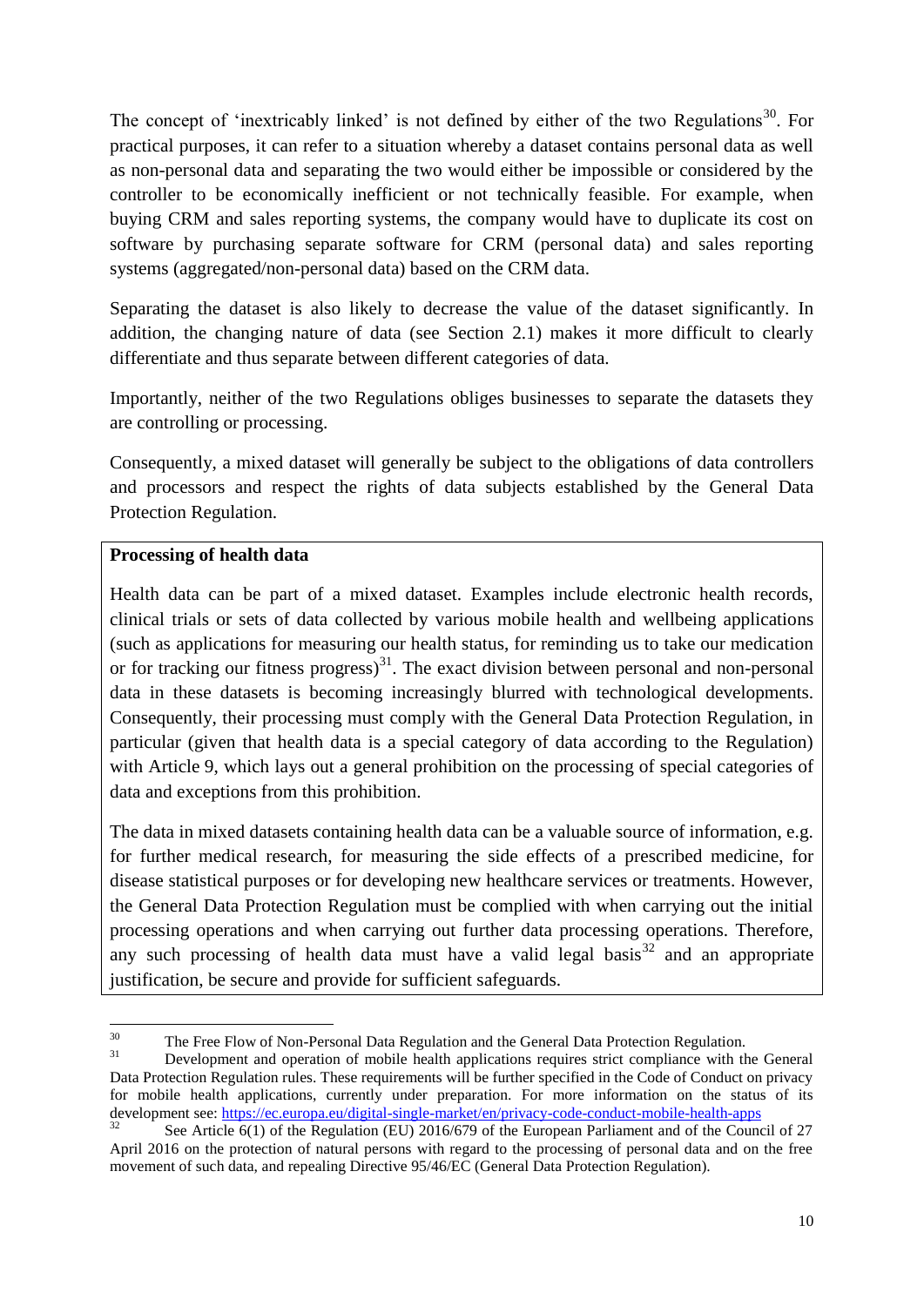The concept of 'inextricably linked' is not defined by either of the two Regulations[30]. For practical purposes, it can refer to a situation whereby a dataset contains personal data as well as non-personal data and separating the two would either be impossible or considered by the controller to be economically inefficient or not technically feasible. For example, when buying CRM and sales reporting systems, the company would have to duplicate its cost on software by purchasing separate software for CRM (personal data) and sales reporting systems (aggregated/non-personal data) based on the CRM data.

Separating the dataset is also likely to decrease the value of the dataset significantly. In addition, the changing nature of data (see Section 2.1) makes it more difficult to clearly differentiate and thus separate between different categories of data.

Importantly, neither of the two Regulations obliges businesses to separate the datasets they are controlling or processing.

Consequently, a mixed dataset will generally be subject to the obligations of data controllers and processors and respect the rights of data subjects established by the General Data Protection Regulation.

**Processing of health data**

Health data can be part of a mixed dataset. Examples include electronic health records, clinical trials or sets of data collected by various mobile health and wellbeing applications (such as applications for measuring our health status, for reminding us to take our medication or for tracking our fitness progress)[31]. The exact division between personal and non-personal data in these datasets is becoming increasingly blurred with technological developments. Consequently, their processing must comply with the General Data Protection Regulation, in particular (given that health data is a special category of data according to the Regulation) with Article 9, which lays out a general prohibition on the processing of special categories of data and exceptions from this prohibition.

The data in mixed datasets containing health data can be a valuable source of information, e.g. for further medical research, for measuring the side effects of a prescribed medicine, for disease statistical purposes or for developing new healthcare services or treatments. However, the General Data Protection Regulation must be complied with when carrying out the initial processing operations and when carrying out further data processing operations. Therefore, any such processing of health data must have a valid legal basis[32] and an appropriate justification, be secure and provide for sufficient safeguards.

---

[30] The Free Flow of Non-Personal Data Regulation and the General Data Protection Regulation.

[31] Development and operation of mobile health applications requires strict compliance with the General Data Protection Regulation rules. These requirements will be further specified in the Code of Conduct on privacy for mobile health applications, currently under preparation. For more information on the status of its development see: https://ec.europa.eu/digital-single-market/en/privacy-code-conduct-mobile-health-apps

[32] See Article 6(1) of the Regulation (EU) 2016/679 of the European Parliament and of the Council of 27 April 2016 on the protection of natural persons with regard to the processing of personal data and on the free movement of such data, and repealing Directive 95/46/EC (General Data Protection Regulation).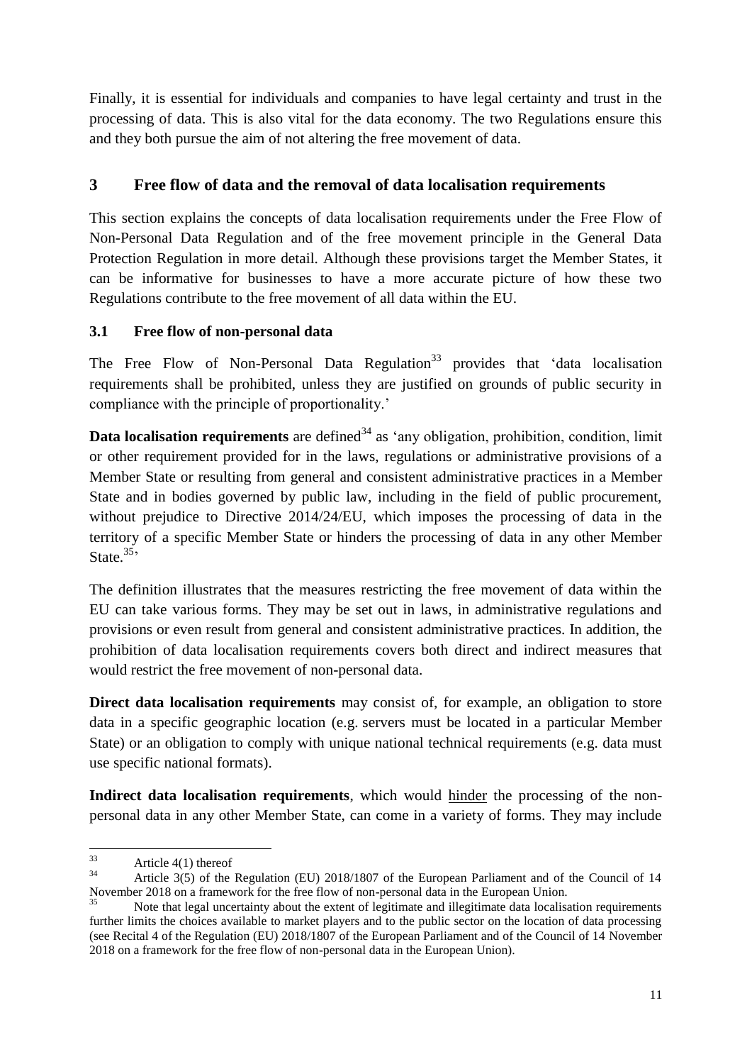Finally, it is essential for individuals and companies to have legal certainty and trust in the processing of data. This is also vital for the data economy. The two Regulations ensure this and they both pursue the aim of not altering the free movement of data.

## 3 Free flow of data and the removal of data localisation requirements

This section explains the concepts of data localisation requirements under the Free Flow of Non-Personal Data Regulation and of the free movement principle in the General Data Protection Regulation in more detail. Although these provisions target the Member States, it can be informative for businesses to have a more accurate picture of how these two Regulations contribute to the free movement of all data within the EU.

### 3.1 Free flow of non-personal data

The Free Flow of Non-Personal Data Regulation[33] provides that 'data localisation requirements shall be prohibited, unless they are justified on grounds of public security in compliance with the principle of proportionality.'

**Data localisation requirements** are defined[34] as 'any obligation, prohibition, condition, limit or other requirement provided for in the laws, regulations or administrative provisions of a Member State or resulting from general and consistent administrative practices in a Member State and in bodies governed by public law, including in the field of public procurement, without prejudice to Directive 2014/24/EU, which imposes the processing of data in the territory of a specific Member State or hinders the processing of data in any other Member State.[35]'

The definition illustrates that the measures restricting the free movement of data within the EU can take various forms. They may be set out in laws, in administrative regulations and provisions or even result from general and consistent administrative practices. In addition, the prohibition of data localisation requirements covers both direct and indirect measures that would restrict the free movement of non-personal data.

**Direct data localisation requirements** may consist of, for example, an obligation to store data in a specific geographic location (e.g. servers must be located in a particular Member State) or an obligation to comply with unique national technical requirements (e.g. data must use specific national formats).

**Indirect data localisation requirements**, which would hinder the processing of the non-personal data in any other Member State, can come in a variety of forms. They may include

---

[33] Article 4(1) thereof

[34] Article 3(5) of the Regulation (EU) 2018/1807 of the European Parliament and of the Council of 14 November 2018 on a framework for the free flow of non-personal data in the European Union.

[35] Note that legal uncertainty about the extent of legitimate and illegitimate data localisation requirements further limits the choices available to market players and to the public sector on the location of data processing (see Recital 4 of the Regulation (EU) 2018/1807 of the European Parliament and of the Council of 14 November 2018 on a framework for the free flow of non-personal data in the European Union).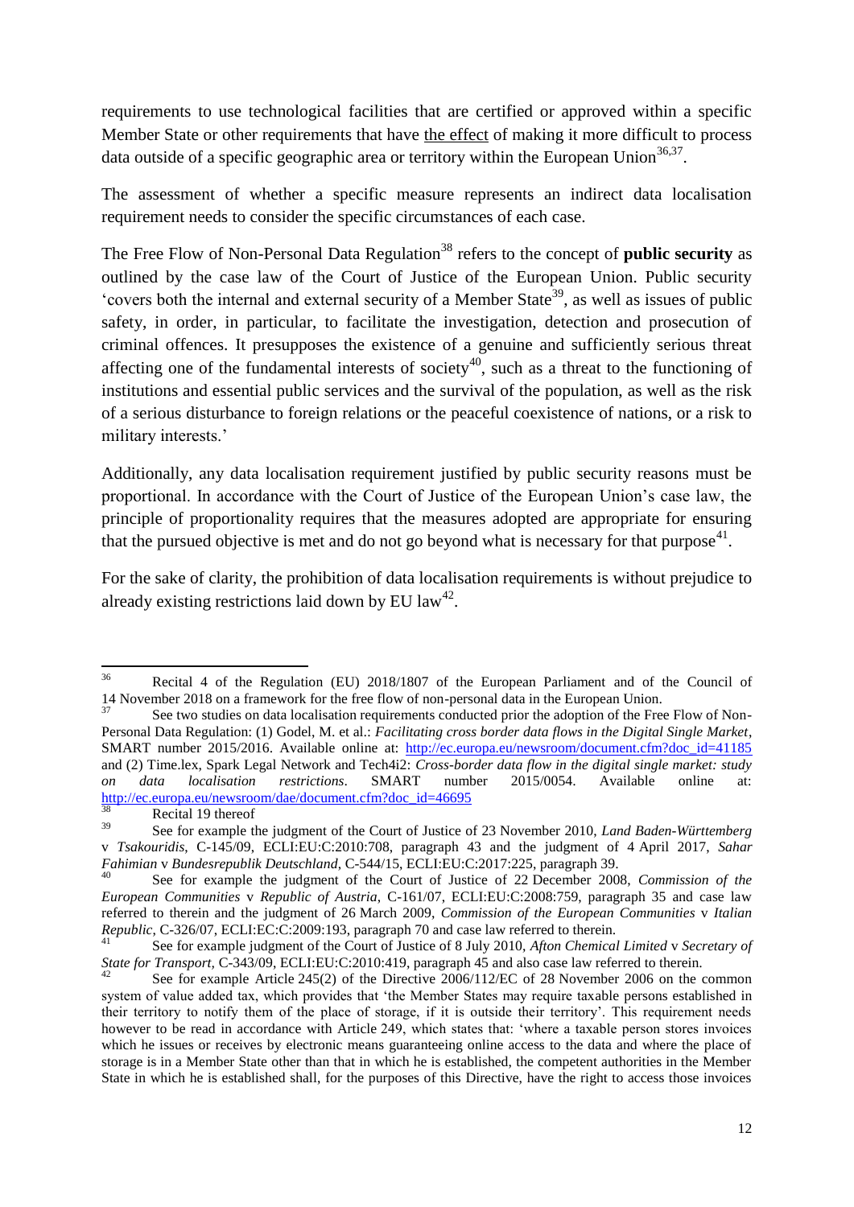requirements to use technological facilities that are certified or approved within a specific Member State or other requirements that have the effect of making it more difficult to process data outside of a specific geographic area or territory within the European Union[36,37].

The assessment of whether a specific measure represents an indirect data localisation requirement needs to consider the specific circumstances of each case.

The Free Flow of Non-Personal Data Regulation[38] refers to the concept of **public security** as outlined by the case law of the Court of Justice of the European Union. Public security 'covers both the internal and external security of a Member State[39], as well as issues of public safety, in order, in particular, to facilitate the investigation, detection and prosecution of criminal offences. It presupposes the existence of a genuine and sufficiently serious threat affecting one of the fundamental interests of society[40], such as a threat to the functioning of institutions and essential public services and the survival of the population, as well as the risk of a serious disturbance to foreign relations or the peaceful coexistence of nations, or a risk to military interests.'

Additionally, any data localisation requirement justified by public security reasons must be proportional. In accordance with the Court of Justice of the European Union's case law, the principle of proportionality requires that the measures adopted are appropriate for ensuring that the pursued objective is met and do not go beyond what is necessary for that purpose[41].

For the sake of clarity, the prohibition of data localisation requirements is without prejudice to already existing restrictions laid down by EU law[42].

---

[36] Recital 4 of the Regulation (EU) 2018/1807 of the European Parliament and of the Council of 14 November 2018 on a framework for the free flow of non-personal data in the European Union.

[37] See two studies on data localisation requirements conducted prior the adoption of the Free Flow of Non-Personal Data Regulation: (1) Godel, M. et al.: *Facilitating cross border data flows in the Digital Single Market*, SMART number 2015/2016. Available online at: http://ec.europa.eu/newsroom/document.cfm?doc_id=41185 and (2) Time.lex, Spark Legal Network and Tech4i2: *Cross-border data flow in the digital single market: study on data localisation restrictions*. SMART number 2015/0054. Available online at: http://ec.europa.eu/newsroom/dae/document.cfm?doc_id=46695

[38] Recital 19 thereof

[39] See for example the judgment of the Court of Justice of 23 November 2010, *Land Baden-Württemberg* v *Tsakouridis*, C-145/09, ECLI:EU:C:2010:708, paragraph 43 and the judgment of 4 April 2017, *Sahar Fahimian* v *Bundesrepublik Deutschland*, C-544/15, ECLI:EU:C:2017:225, paragraph 39.

[40] See for example the judgment of the Court of Justice of 22 December 2008, *Commission of the European Communities* v *Republic of Austria*, C-161/07, ECLI:EU:C:2008:759, paragraph 35 and case law referred to therein and the judgment of 26 March 2009, *Commission of the European Communities* v *Italian Republic*, C-326/07, ECLI:EC:C:2009:193, paragraph 70 and case law referred to therein.

[41] See for example judgment of the Court of Justice of 8 July 2010, *Afton Chemical Limited* v *Secretary of State for Transport*, C-343/09, ECLI:EU:C:2010:419, paragraph 45 and also case law referred to therein.

[42] See for example Article 245(2) of the Directive 2006/112/EC of 28 November 2006 on the common system of value added tax, which provides that 'the Member States may require taxable persons established in their territory to notify them of the place of storage, if it is outside their territory'. This requirement needs however to be read in accordance with Article 249, which states that: 'where a taxable person stores invoices which he issues or receives by electronic means guaranteeing online access to the data and where the place of storage is in a Member State other than that in which he is established, the competent authorities in the Member State in which he is established shall, for the purposes of this Directive, have the right to access those invoices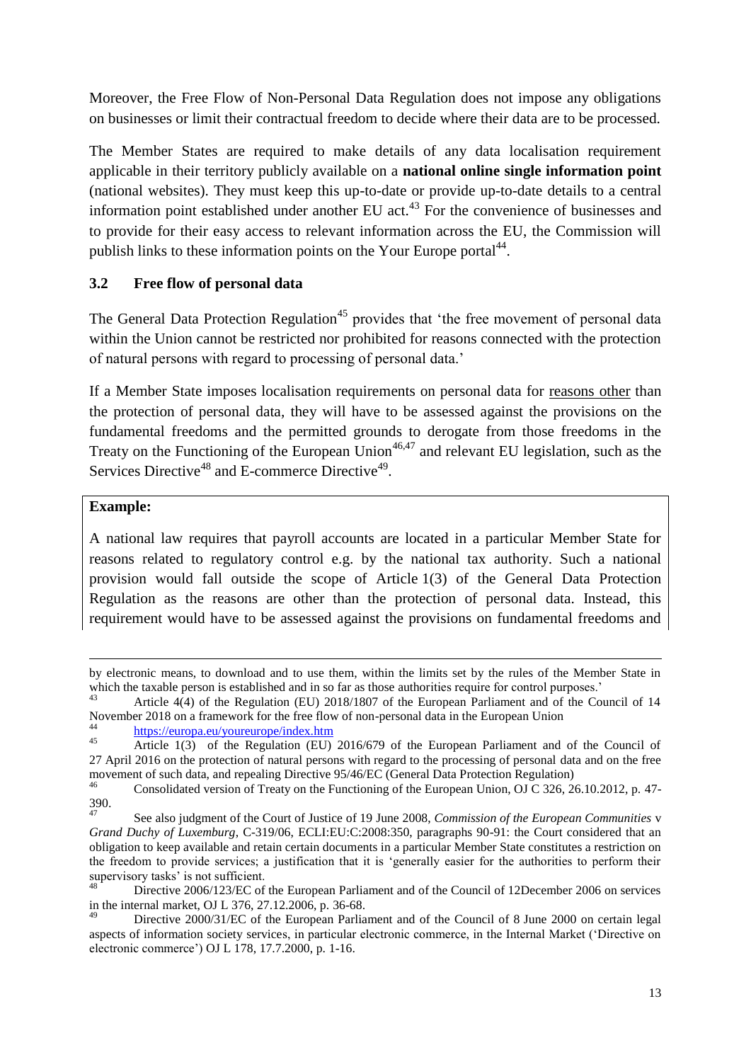Moreover, the Free Flow of Non-Personal Data Regulation does not impose any obligations on businesses or limit their contractual freedom to decide where their data are to be processed.

The Member States are required to make details of any data localisation requirement applicable in their territory publicly available on a **national online single information point** (national websites). They must keep this up-to-date or provide up-to-date details to a central information point established under another EU act.[43] For the convenience of businesses and to provide for their easy access to relevant information across the EU, the Commission will publish links to these information points on the Your Europe portal[44].

### 3.2 Free flow of personal data

The General Data Protection Regulation[45] provides that 'the free movement of personal data within the Union cannot be restricted nor prohibited for reasons connected with the protection of natural persons with regard to processing of personal data.'

If a Member State imposes localisation requirements on personal data for reasons other than the protection of personal data, they will have to be assessed against the provisions on the fundamental freedoms and the permitted grounds to derogate from those freedoms in the Treaty on the Functioning of the European Union[46,47] and relevant EU legislation, such as the Services Directive[48] and E-commerce Directive[49].

**Example:**

A national law requires that payroll accounts are located in a particular Member State for reasons related to regulatory control e.g. by the national tax authority. Such a national provision would fall outside the scope of Article 1(3) of the General Data Protection Regulation as the reasons are other than the protection of personal data. Instead, this requirement would have to be assessed against the provisions on fundamental freedoms and

---

by electronic means, to download and to use them, within the limits set by the rules of the Member State in which the taxable person is established and in so far as those authorities require for control purposes.'

[43] Article 4(4) of the Regulation (EU) 2018/1807 of the European Parliament and of the Council of 14 November 2018 on a framework for the free flow of non-personal data in the European Union

[44] https://europa.eu/youreurope/index.htm

[45] Article 1(3) of the Regulation (EU) 2016/679 of the European Parliament and of the Council of 27 April 2016 on the protection of natural persons with regard to the processing of personal data and on the free movement of such data, and repealing Directive 95/46/EC (General Data Protection Regulation)

[46] Consolidated version of Treaty on the Functioning of the European Union, OJ C 326, 26.10.2012, p. 47-390.

[47] See also judgment of the Court of Justice of 19 June 2008, *Commission of the European Communities* v *Grand Duchy of Luxemburg*, C-319/06, ECLI:EU:C:2008:350, paragraphs 90-91: the Court considered that an obligation to keep available and retain certain documents in a particular Member State constitutes a restriction on the freedom to provide services; a justification that it is 'generally easier for the authorities to perform their supervisory tasks' is not sufficient.

[48] Directive 2006/123/EC of the European Parliament and of the Council of 12December 2006 on services in the internal market, OJ L 376, 27.12.2006, p. 36-68.

[49] Directive 2000/31/EC of the European Parliament and of the Council of 8 June 2000 on certain legal aspects of information society services, in particular electronic commerce, in the Internal Market ('Directive on electronic commerce') OJ L 178, 17.7.2000, p. 1-16.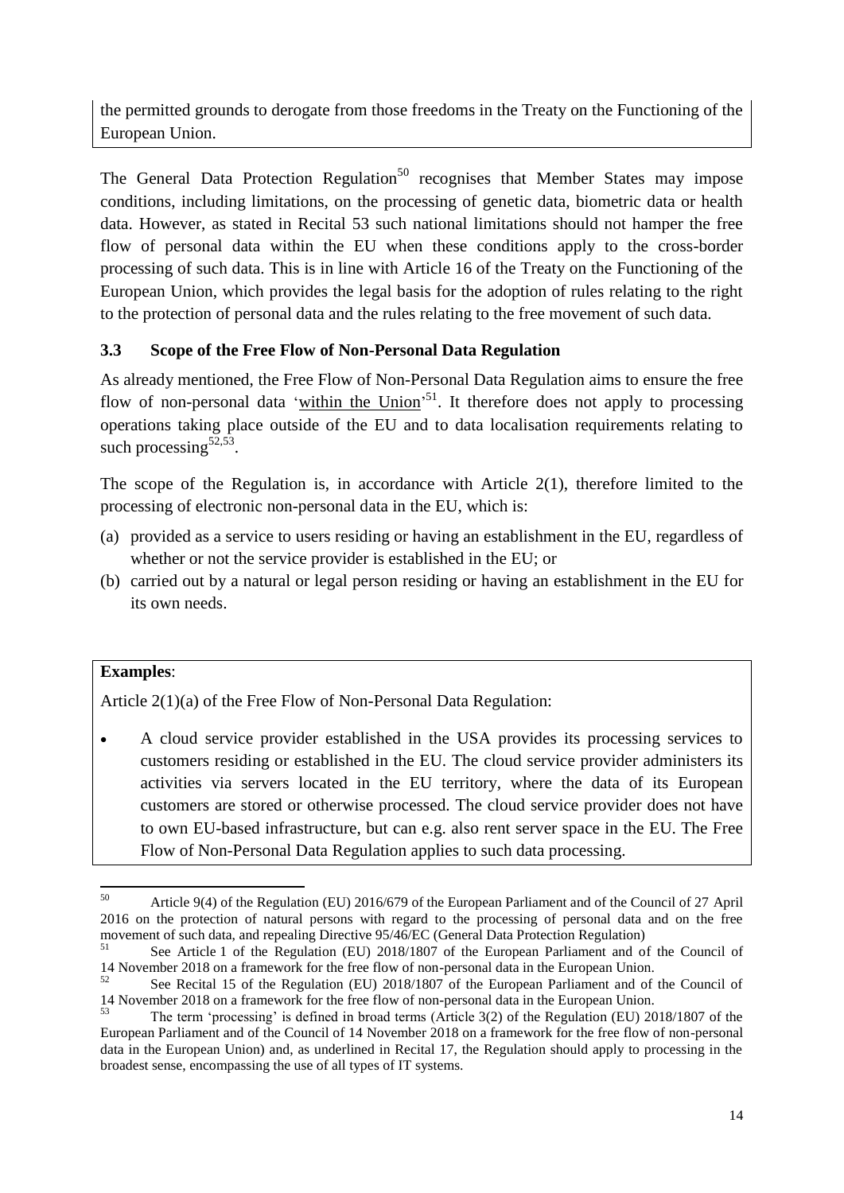the permitted grounds to derogate from those freedoms in the Treaty on the Functioning of the European Union.

The General Data Protection Regulation[50] recognises that Member States may impose conditions, including limitations, on the processing of genetic data, biometric data or health data. However, as stated in Recital 53 such national limitations should not hamper the free flow of personal data within the EU when these conditions apply to the cross-border processing of such data. This is in line with Article 16 of the Treaty on the Functioning of the European Union, which provides the legal basis for the adoption of rules relating to the right to the protection of personal data and the rules relating to the free movement of such data.

### 3.3 Scope of the Free Flow of Non-Personal Data Regulation

As already mentioned, the Free Flow of Non-Personal Data Regulation aims to ensure the free flow of non-personal data '<u>within the Union</u>'[51]. It therefore does not apply to processing operations taking place outside of the EU and to data localisation requirements relating to such processing[52,53].

The scope of the Regulation is, in accordance with Article 2(1), therefore limited to the processing of electronic non-personal data in the EU, which is:

(a) provided as a service to users residing or having an establishment in the EU, regardless of whether or not the service provider is established in the EU; or
(b) carried out by a natural or legal person residing or having an establishment in the EU for its own needs.

**Examples**:

Article 2(1)(a) of the Free Flow of Non-Personal Data Regulation:

- A cloud service provider established in the USA provides its processing services to customers residing or established in the EU. The cloud service provider administers its activities via servers located in the EU territory, where the data of its European customers are stored or otherwise processed. The cloud service provider does not have to own EU-based infrastructure, but can e.g. also rent server space in the EU. The Free Flow of Non-Personal Data Regulation applies to such data processing.

---

[50] Article 9(4) of the Regulation (EU) 2016/679 of the European Parliament and of the Council of 27 April 2016 on the protection of natural persons with regard to the processing of personal data and on the free movement of such data, and repealing Directive 95/46/EC (General Data Protection Regulation)

[51] See Article 1 of the Regulation (EU) 2018/1807 of the European Parliament and of the Council of 14 November 2018 on a framework for the free flow of non-personal data in the European Union.

[52] See Recital 15 of the Regulation (EU) 2018/1807 of the European Parliament and of the Council of 14 November 2018 on a framework for the free flow of non-personal data in the European Union.

[53] The term 'processing' is defined in broad terms (Article 3(2) of the Regulation (EU) 2018/1807 of the European Parliament and of the Council of 14 November 2018 on a framework for the free flow of non-personal data in the European Union) and, as underlined in Recital 17, the Regulation should apply to processing in the broadest sense, encompassing the use of all types of IT systems.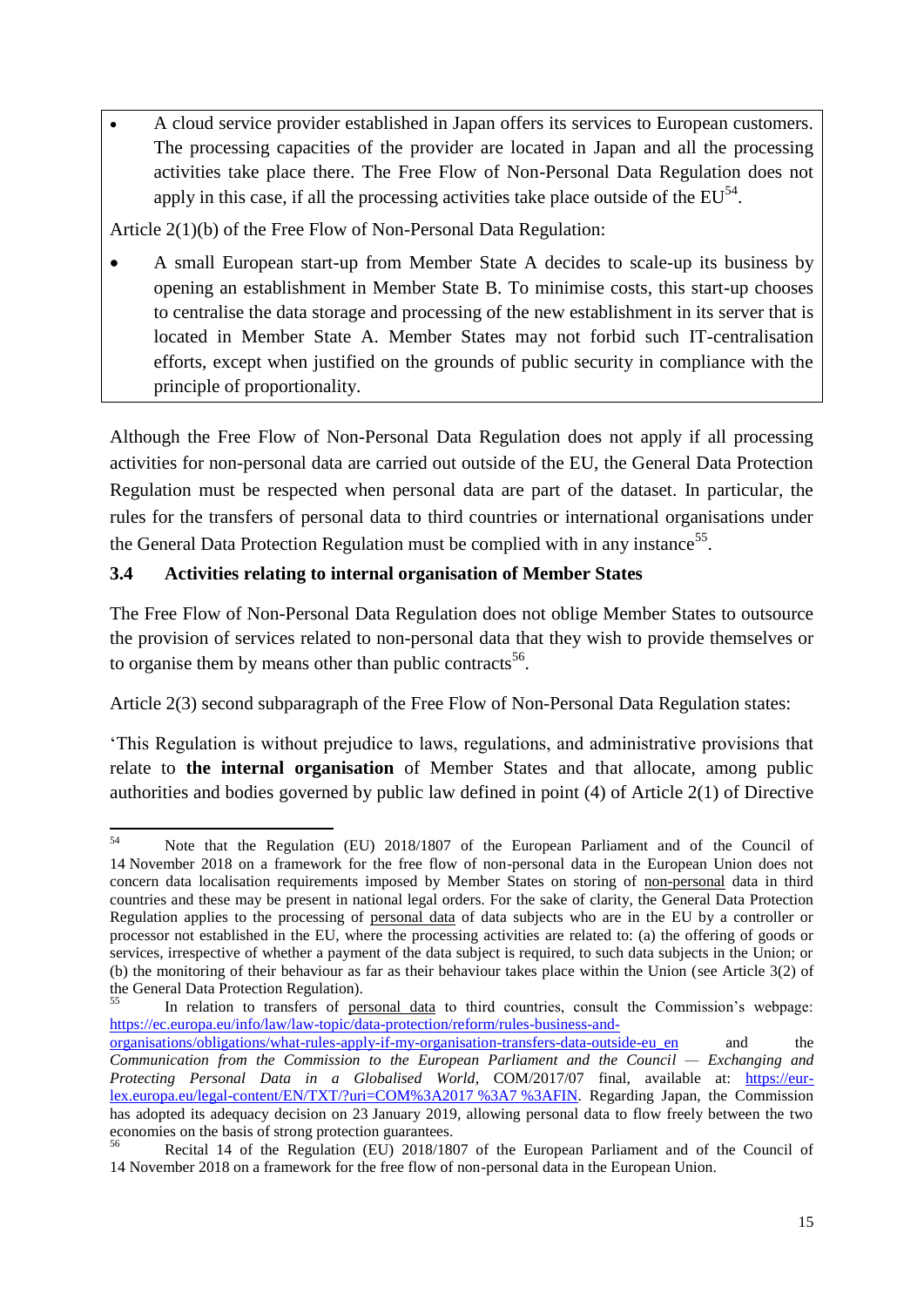- A cloud service provider established in Japan offers its services to European customers. The processing capacities of the provider are located in Japan and all the processing activities take place there. The Free Flow of Non-Personal Data Regulation does not apply in this case, if all the processing activities take place outside of the EU[54].

Article 2(1)(b) of the Free Flow of Non-Personal Data Regulation:

- A small European start-up from Member State A decides to scale-up its business by opening an establishment in Member State B. To minimise costs, this start-up chooses to centralise the data storage and processing of the new establishment in its server that is located in Member State A. Member States may not forbid such IT-centralisation efforts, except when justified on the grounds of public security in compliance with the principle of proportionality.

Although the Free Flow of Non-Personal Data Regulation does not apply if all processing activities for non-personal data are carried out outside of the EU, the General Data Protection Regulation must be respected when personal data are part of the dataset. In particular, the rules for the transfers of personal data to third countries or international organisations under the General Data Protection Regulation must be complied with in any instance[55].

### 3.4 Activities relating to internal organisation of Member States

The Free Flow of Non-Personal Data Regulation does not oblige Member States to outsource the provision of services related to non-personal data that they wish to provide themselves or to organise them by means other than public contracts[56].

Article 2(3) second subparagraph of the Free Flow of Non-Personal Data Regulation states:

'This Regulation is without prejudice to laws, regulations, and administrative provisions that relate to **the internal organisation** of Member States and that allocate, among public authorities and bodies governed by public law defined in point (4) of Article 2(1) of Directive

---

[54] Note that the Regulation (EU) 2018/1807 of the European Parliament and of the Council of 14 November 2018 on a framework for the free flow of non-personal data in the European Union does not concern data localisation requirements imposed by Member States on storing of non-personal data in third countries and these may be present in national legal orders. For the sake of clarity, the General Data Protection Regulation applies to the processing of personal data of data subjects who are in the EU by a controller or processor not established in the EU, where the processing activities are related to: (a) the offering of goods or services, irrespective of whether a payment of the data subject is required, to such data subjects in the Union; or (b) the monitoring of their behaviour as far as their behaviour takes place within the Union (see Article 3(2) of the General Data Protection Regulation).

[55] In relation to transfers of personal data to third countries, consult the Commission's webpage: https://ec.europa.eu/info/law/law-topic/data-protection/reform/rules-business-and-organisations/obligations/what-rules-apply-if-my-organisation-transfers-data-outside-eu_en and the *Communication from the Commission to the European Parliament and the Council — Exchanging and Protecting Personal Data in a Globalised World*, COM/2017/07 final, available at: https://eur-lex.europa.eu/legal-content/EN/TXT/?uri=COM%3A2017 %3A7 %3AFIN. Regarding Japan, the Commission has adopted its adequacy decision on 23 January 2019, allowing personal data to flow freely between the two economies on the basis of strong protection guarantees.

[56] Recital 14 of the Regulation (EU) 2018/1807 of the European Parliament and of the Council of 14 November 2018 on a framework for the free flow of non-personal data in the European Union.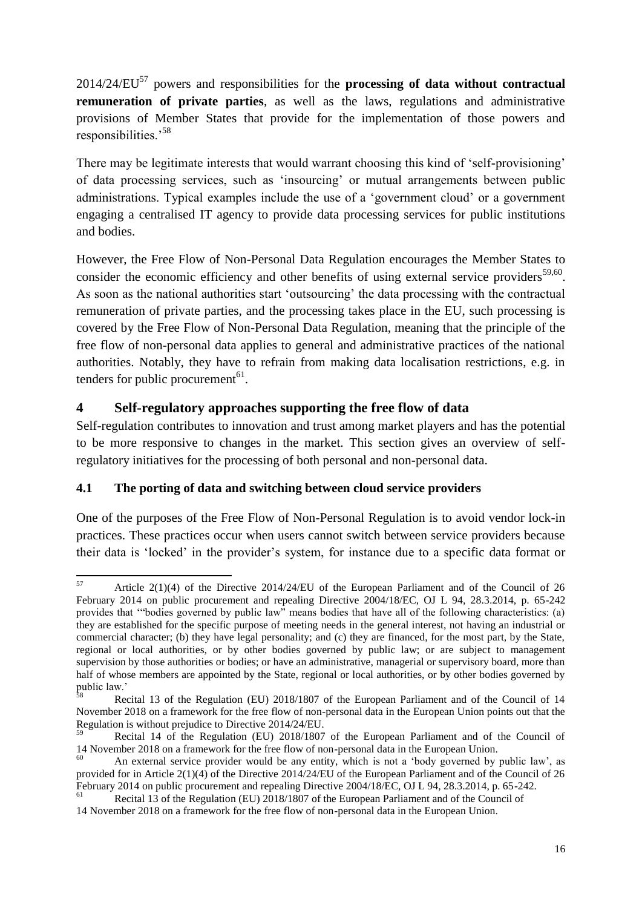2014/24/EU[57] powers and responsibilities for the **processing of data without contractual remuneration of private parties**, as well as the laws, regulations and administrative provisions of Member States that provide for the implementation of those powers and responsibilities.'[58]

There may be legitimate interests that would warrant choosing this kind of 'self-provisioning' of data processing services, such as 'insourcing' or mutual arrangements between public administrations. Typical examples include the use of a 'government cloud' or a government engaging a centralised IT agency to provide data processing services for public institutions and bodies.

However, the Free Flow of Non-Personal Data Regulation encourages the Member States to consider the economic efficiency and other benefits of using external service providers[59,60]. As soon as the national authorities start 'outsourcing' the data processing with the contractual remuneration of private parties, and the processing takes place in the EU, such processing is covered by the Free Flow of Non-Personal Data Regulation, meaning that the principle of the free flow of non-personal data applies to general and administrative practices of the national authorities. Notably, they have to refrain from making data localisation restrictions, e.g. in tenders for public procurement[61].

## 4 Self-regulatory approaches supporting the free flow of data

Self-regulation contributes to innovation and trust among market players and has the potential to be more responsive to changes in the market. This section gives an overview of self-regulatory initiatives for the processing of both personal and non-personal data.

### 4.1 The porting of data and switching between cloud service providers

One of the purposes of the Free Flow of Non-Personal Regulation is to avoid vendor lock-in practices. These practices occur when users cannot switch between service providers because their data is 'locked' in the provider's system, for instance due to a specific data format or

---

[57] Article 2(1)(4) of the Directive 2014/24/EU of the European Parliament and of the Council of 26 February 2014 on public procurement and repealing Directive 2004/18/EC, OJ L 94, 28.3.2014, p. 65-242 provides that '"bodies governed by public law" means bodies that have all of the following characteristics: (a) they are established for the specific purpose of meeting needs in the general interest, not having an industrial or commercial character; (b) they have legal personality; and (c) they are financed, for the most part, by the State, regional or local authorities, or by other bodies governed by public law; or are subject to management supervision by those authorities or bodies; or have an administrative, managerial or supervisory board, more than half of whose members are appointed by the State, regional or local authorities, or by other bodies governed by public law.'

[58] Recital 13 of the Regulation (EU) 2018/1807 of the European Parliament and of the Council of 14 November 2018 on a framework for the free flow of non-personal data in the European Union points out that the Regulation is without prejudice to Directive 2014/24/EU.

[59] Recital 14 of the Regulation (EU) 2018/1807 of the European Parliament and of the Council of 14 November 2018 on a framework for the free flow of non-personal data in the European Union.

[60] An external service provider would be any entity, which is not a 'body governed by public law', as provided for in Article 2(1)(4) of the Directive 2014/24/EU of the European Parliament and of the Council of 26 February 2014 on public procurement and repealing Directive 2004/18/EC, OJ L 94, 28.3.2014, p. 65-242.

[61] Recital 13 of the Regulation (EU) 2018/1807 of the European Parliament and of the Council of 14 November 2018 on a framework for the free flow of non-personal data in the European Union.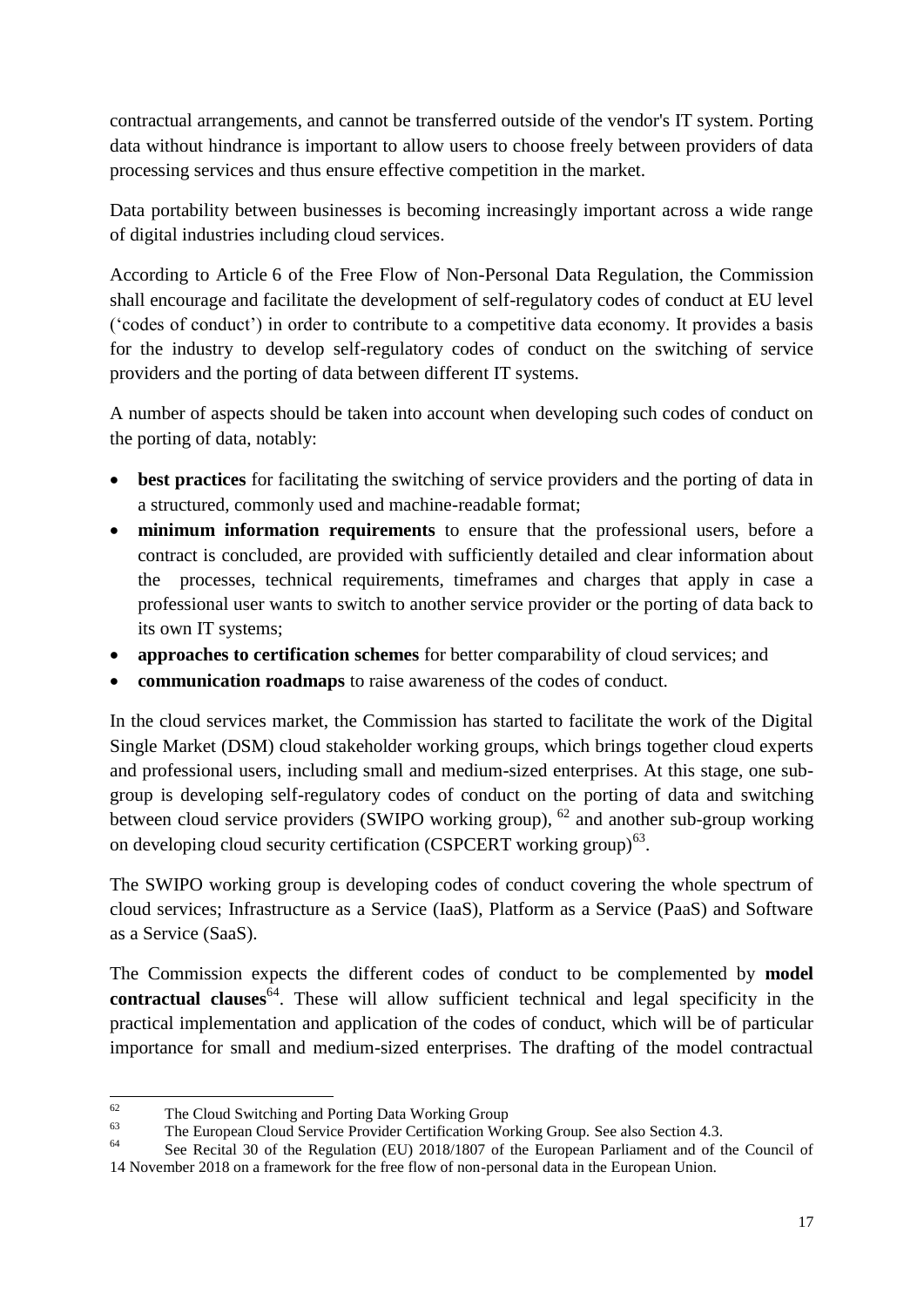contractual arrangements, and cannot be transferred outside of the vendor's IT system. Porting data without hindrance is important to allow users to choose freely between providers of data processing services and thus ensure effective competition in the market.

Data portability between businesses is becoming increasingly important across a wide range of digital industries including cloud services.

According to Article 6 of the Free Flow of Non-Personal Data Regulation, the Commission shall encourage and facilitate the development of self-regulatory codes of conduct at EU level ('codes of conduct') in order to contribute to a competitive data economy. It provides a basis for the industry to develop self-regulatory codes of conduct on the switching of service providers and the porting of data between different IT systems.

A number of aspects should be taken into account when developing such codes of conduct on the porting of data, notably:

- **best practices** for facilitating the switching of service providers and the porting of data in a structured, commonly used and machine-readable format;
- **minimum information requirements** to ensure that the professional users, before a contract is concluded, are provided with sufficiently detailed and clear information about the processes, technical requirements, timeframes and charges that apply in case a professional user wants to switch to another service provider or the porting of data back to its own IT systems;
- **approaches to certification schemes** for better comparability of cloud services; and
- **communication roadmaps** to raise awareness of the codes of conduct.

In the cloud services market, the Commission has started to facilitate the work of the Digital Single Market (DSM) cloud stakeholder working groups, which brings together cloud experts and professional users, including small and medium-sized enterprises. At this stage, one sub-group is developing self-regulatory codes of conduct on the porting of data and switching between cloud service providers (SWIPO working group), [62] and another sub-group working on developing cloud security certification (CSPCERT working group)[63].

The SWIPO working group is developing codes of conduct covering the whole spectrum of cloud services; Infrastructure as a Service (IaaS), Platform as a Service (PaaS) and Software as a Service (SaaS).

The Commission expects the different codes of conduct to be complemented by **model contractual clauses**[64]. These will allow sufficient technical and legal specificity in the practical implementation and application of the codes of conduct, which will be of particular importance for small and medium-sized enterprises. The drafting of the model contractual

---

[62] The Cloud Switching and Porting Data Working Group

[63] The European Cloud Service Provider Certification Working Group. See also Section 4.3.

[64] See Recital 30 of the Regulation (EU) 2018/1807 of the European Parliament and of the Council of 14 November 2018 on a framework for the free flow of non-personal data in the European Union.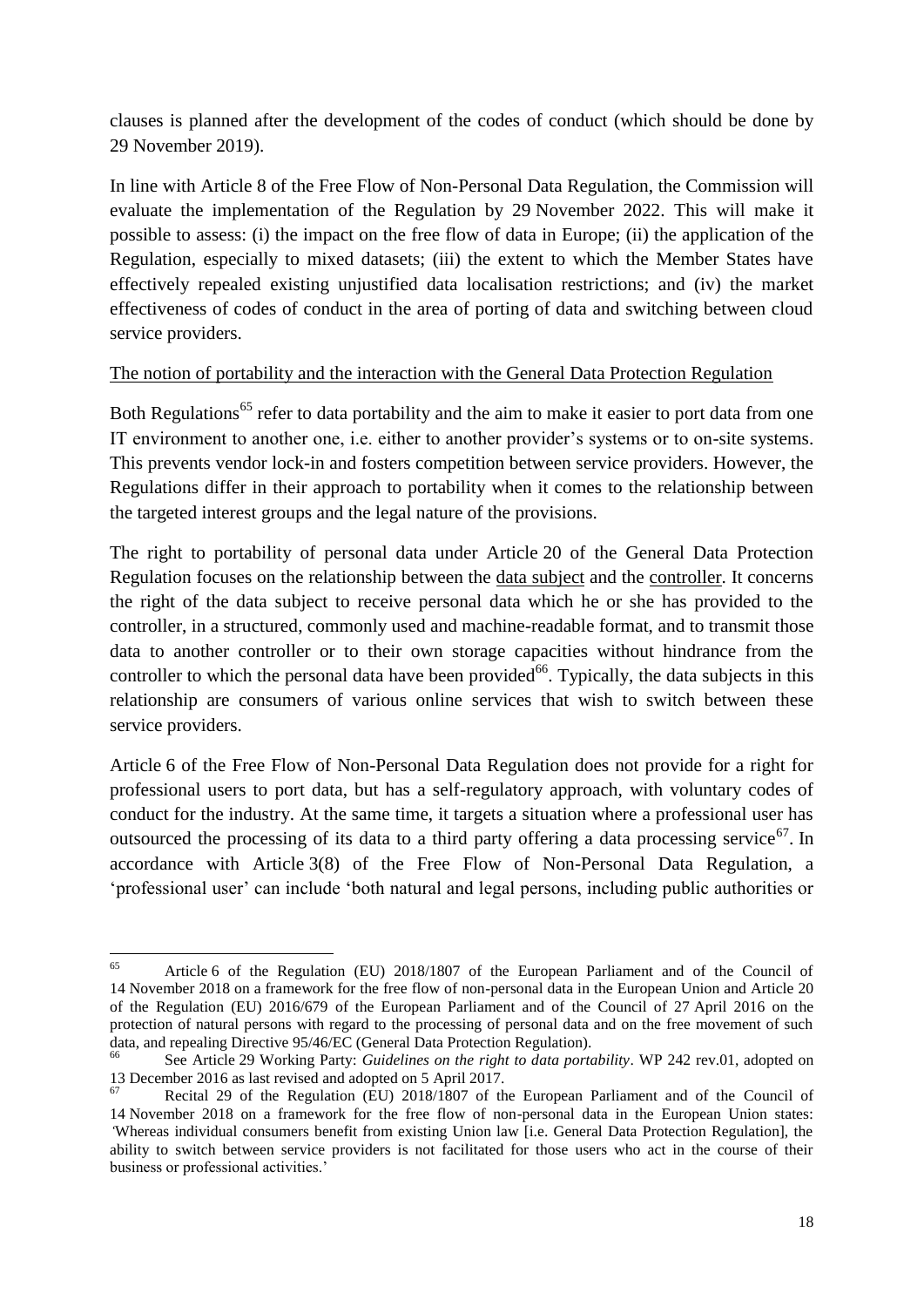clauses is planned after the development of the codes of conduct (which should be done by 29 November 2019).

In line with Article 8 of the Free Flow of Non-Personal Data Regulation, the Commission will evaluate the implementation of the Regulation by 29 November 2022. This will make it possible to assess: (i) the impact on the free flow of data in Europe; (ii) the application of the Regulation, especially to mixed datasets; (iii) the extent to which the Member States have effectively repealed existing unjustified data localisation restrictions; and (iv) the market effectiveness of codes of conduct in the area of porting of data and switching between cloud service providers.

<u>The notion of portability and the interaction with the General Data Protection Regulation</u>

Both Regulations[65] refer to data portability and the aim to make it easier to port data from one IT environment to another one, i.e. either to another provider's systems or to on-site systems. This prevents vendor lock-in and fosters competition between service providers. However, the Regulations differ in their approach to portability when it comes to the relationship between the targeted interest groups and the legal nature of the provisions.

The right to portability of personal data under Article 20 of the General Data Protection Regulation focuses on the relationship between the <u>data subject</u> and the <u>controller</u>. It concerns the right of the data subject to receive personal data which he or she has provided to the controller, in a structured, commonly used and machine-readable format, and to transmit those data to another controller or to their own storage capacities without hindrance from the controller to which the personal data have been provided[66]. Typically, the data subjects in this relationship are consumers of various online services that wish to switch between these service providers.

Article 6 of the Free Flow of Non-Personal Data Regulation does not provide for a right for professional users to port data, but has a self-regulatory approach, with voluntary codes of conduct for the industry. At the same time, it targets a situation where a professional user has outsourced the processing of its data to a third party offering a data processing service[67]. In accordance with Article 3(8) of the Free Flow of Non-Personal Data Regulation, a 'professional user' can include 'both natural and legal persons, including public authorities or

---

[65] Article 6 of the Regulation (EU) 2018/1807 of the European Parliament and of the Council of 14 November 2018 on a framework for the free flow of non-personal data in the European Union and Article 20 of the Regulation (EU) 2016/679 of the European Parliament and of the Council of 27 April 2016 on the protection of natural persons with regard to the processing of personal data and on the free movement of such data, and repealing Directive 95/46/EC (General Data Protection Regulation).

[66] See Article 29 Working Party: *Guidelines on the right to data portability*. WP 242 rev.01, adopted on 13 December 2016 as last revised and adopted on 5 April 2017.

[67] Recital 29 of the Regulation (EU) 2018/1807 of the European Parliament and of the Council of 14 November 2018 on a framework for the free flow of non-personal data in the European Union states: 'Whereas individual consumers benefit from existing Union law [i.e. General Data Protection Regulation], the ability to switch between service providers is not facilitated for those users who act in the course of their business or professional activities.'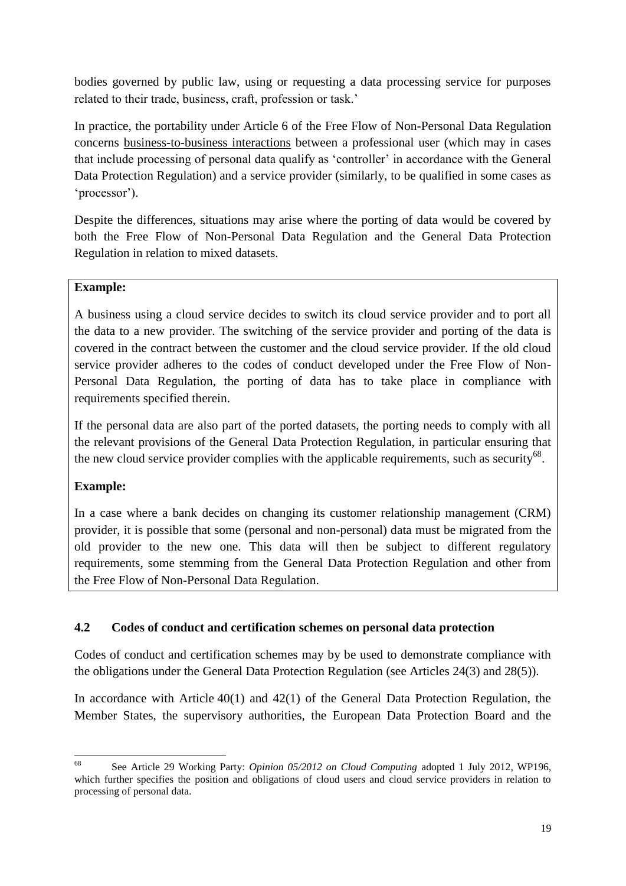bodies governed by public law, using or requesting a data processing service for purposes related to their trade, business, craft, profession or task.'

In practice, the portability under Article 6 of the Free Flow of Non-Personal Data Regulation concerns business-to-business interactions between a professional user (which may in cases that include processing of personal data qualify as 'controller' in accordance with the General Data Protection Regulation) and a service provider (similarly, to be qualified in some cases as 'processor').

Despite the differences, situations may arise where the porting of data would be covered by both the Free Flow of Non-Personal Data Regulation and the General Data Protection Regulation in relation to mixed datasets.

**Example:**

A business using a cloud service decides to switch its cloud service provider and to port all the data to a new provider. The switching of the service provider and porting of the data is covered in the contract between the customer and the cloud service provider. If the old cloud service provider adheres to the codes of conduct developed under the Free Flow of Non-Personal Data Regulation, the porting of data has to take place in compliance with requirements specified therein.

If the personal data are also part of the ported datasets, the porting needs to comply with all the relevant provisions of the General Data Protection Regulation, in particular ensuring that the new cloud service provider complies with the applicable requirements, such as security[68].

**Example:**

In a case where a bank decides on changing its customer relationship management (CRM) provider, it is possible that some (personal and non-personal) data must be migrated from the old provider to the new one. This data will then be subject to different regulatory requirements, some stemming from the General Data Protection Regulation and other from the Free Flow of Non-Personal Data Regulation.

### 4.2 Codes of conduct and certification schemes on personal data protection

Codes of conduct and certification schemes may by be used to demonstrate compliance with the obligations under the General Data Protection Regulation (see Articles 24(3) and 28(5)).

In accordance with Article 40(1) and 42(1) of the General Data Protection Regulation, the Member States, the supervisory authorities, the European Data Protection Board and the

---

[68] See Article 29 Working Party: *Opinion 05/2012 on Cloud Computing* adopted 1 July 2012, WP196, which further specifies the position and obligations of cloud users and cloud service providers in relation to processing of personal data.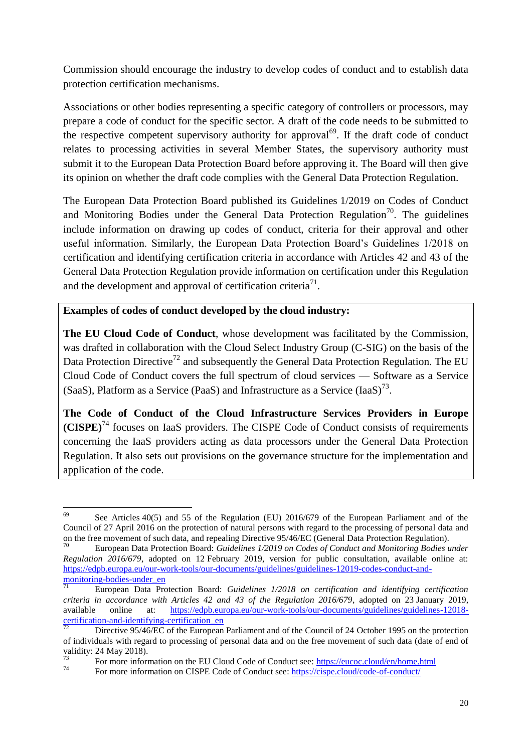Commission should encourage the industry to develop codes of conduct and to establish data protection certification mechanisms.

Associations or other bodies representing a specific category of controllers or processors, may prepare a code of conduct for the specific sector. A draft of the code needs to be submitted to the respective competent supervisory authority for approval[69]. If the draft code of conduct relates to processing activities in several Member States, the supervisory authority must submit it to the European Data Protection Board before approving it. The Board will then give its opinion on whether the draft code complies with the General Data Protection Regulation.

The European Data Protection Board published its Guidelines 1/2019 on Codes of Conduct and Monitoring Bodies under the General Data Protection Regulation[70]. The guidelines include information on drawing up codes of conduct, criteria for their approval and other useful information. Similarly, the European Data Protection Board's Guidelines 1/2018 on certification and identifying certification criteria in accordance with Articles 42 and 43 of the General Data Protection Regulation provide information on certification under this Regulation and the development and approval of certification criteria[71].

> **Examples of codes of conduct developed by the cloud industry:**
>
> **The EU Cloud Code of Conduct**, whose development was facilitated by the Commission, was drafted in collaboration with the Cloud Select Industry Group (C-SIG) on the basis of the Data Protection Directive[72] and subsequently the General Data Protection Regulation. The EU Cloud Code of Conduct covers the full spectrum of cloud services — Software as a Service (SaaS), Platform as a Service (PaaS) and Infrastructure as a Service (IaaS)[73].
>
> **The Code of Conduct of the Cloud Infrastructure Services Providers in Europe (CISPE)**[74] focuses on IaaS providers. The CISPE Code of Conduct consists of requirements concerning the IaaS providers acting as data processors under the General Data Protection Regulation. It also sets out provisions on the governance structure for the implementation and application of the code.

---

[69] See Articles 40(5) and 55 of the Regulation (EU) 2016/679 of the European Parliament and of the Council of 27 April 2016 on the protection of natural persons with regard to the processing of personal data and on the free movement of such data, and repealing Directive 95/46/EC (General Data Protection Regulation).

[70] European Data Protection Board: *Guidelines 1/2019 on Codes of Conduct and Monitoring Bodies under Regulation 2016/679*, adopted on 12 February 2019, version for public consultation, available online at: https://edpb.europa.eu/our-work-tools/our-documents/guidelines/guidelines-12019-codes-conduct-and-monitoring-bodies-under_en

[71] European Data Protection Board: *Guidelines 1/2018 on certification and identifying certification criteria in accordance with Articles 42 and 43 of the Regulation 2016/679*, adopted on 23 January 2019, available online at: https://edpb.europa.eu/our-work-tools/our-documents/guidelines/guidelines-12018-certification-and-identifying-certification_en

[72] Directive 95/46/EC of the European Parliament and of the Council of 24 October 1995 on the protection of individuals with regard to processing of personal data and on the free movement of such data (date of end of validity: 24 May 2018).

[73] For more information on the EU Cloud Code of Conduct see: https://eucoc.cloud/en/home.html

[74] For more information on CISPE Code of Conduct see: https://cispe.cloud/code-of-conduct/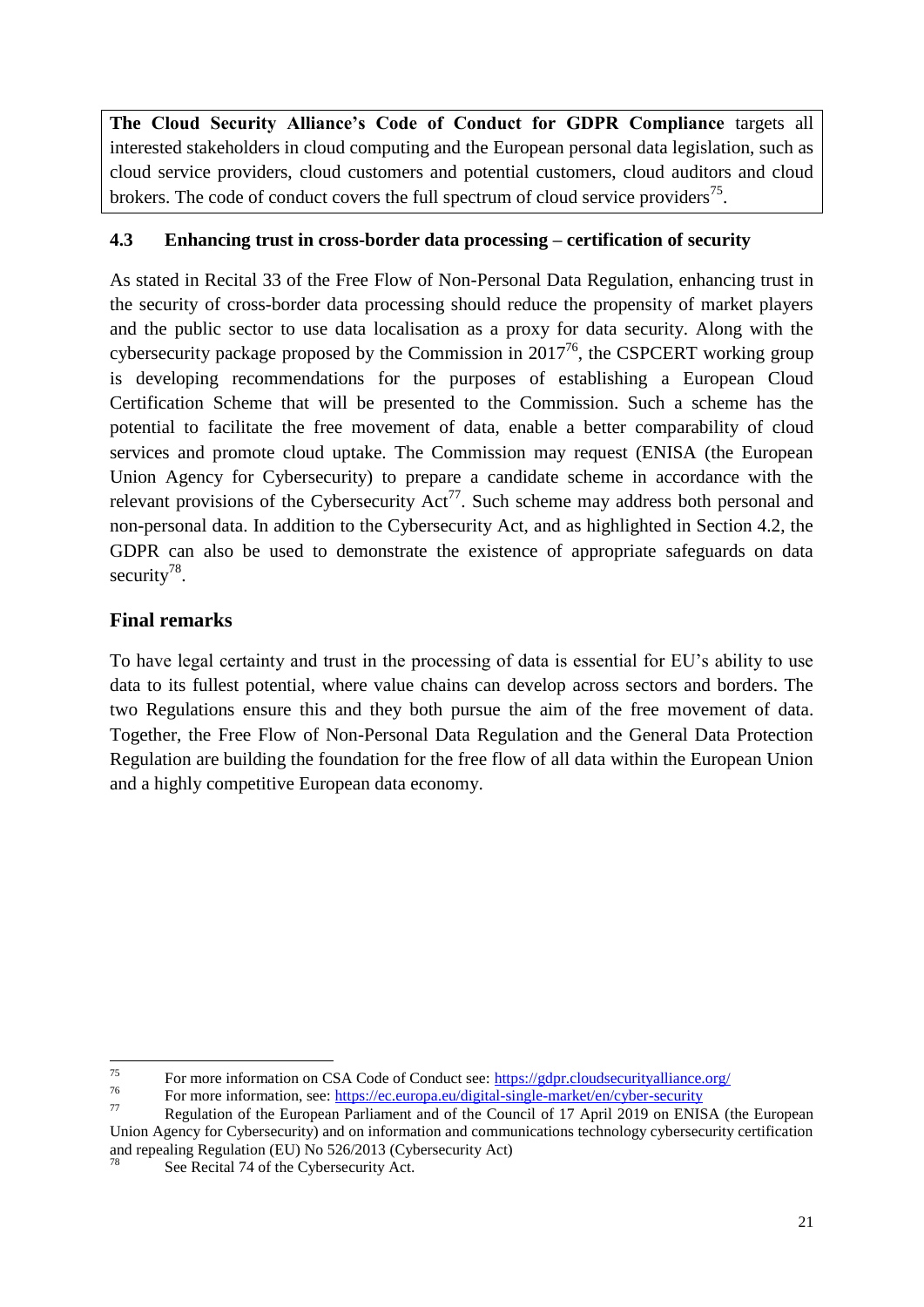**The Cloud Security Alliance's Code of Conduct for GDPR Compliance** targets all interested stakeholders in cloud computing and the European personal data legislation, such as cloud service providers, cloud customers and potential customers, cloud auditors and cloud brokers. The code of conduct covers the full spectrum of cloud service providers[75].

### 4.3 Enhancing trust in cross-border data processing – certification of security

As stated in Recital 33 of the Free Flow of Non-Personal Data Regulation, enhancing trust in the security of cross-border data processing should reduce the propensity of market players and the public sector to use data localisation as a proxy for data security. Along with the cybersecurity package proposed by the Commission in 2017[76], the CSPCERT working group is developing recommendations for the purposes of establishing a European Cloud Certification Scheme that will be presented to the Commission. Such a scheme has the potential to facilitate the free movement of data, enable a better comparability of cloud services and promote cloud uptake. The Commission may request (ENISA (the European Union Agency for Cybersecurity) to prepare a candidate scheme in accordance with the relevant provisions of the Cybersecurity Act[77]. Such scheme may address both personal and non-personal data. In addition to the Cybersecurity Act, and as highlighted in Section 4.2, the GDPR can also be used to demonstrate the existence of appropriate safeguards on data security[78].

## Final remarks

To have legal certainty and trust in the processing of data is essential for EU's ability to use data to its fullest potential, where value chains can develop across sectors and borders. The two Regulations ensure this and they both pursue the aim of the free movement of data. Together, the Free Flow of Non-Personal Data Regulation and the General Data Protection Regulation are building the foundation for the free flow of all data within the European Union and a highly competitive European data economy.

---

[75] For more information on CSA Code of Conduct see: https://gdpr.cloudsecurityalliance.org/

[76] For more information, see: https://ec.europa.eu/digital-single-market/en/cyber-security

[77] Regulation of the European Parliament and of the Council of 17 April 2019 on ENISA (the European Union Agency for Cybersecurity) and on information and communications technology cybersecurity certification and repealing Regulation (EU) No 526/2013 (Cybersecurity Act)

[78] See Recital 74 of the Cybersecurity Act.